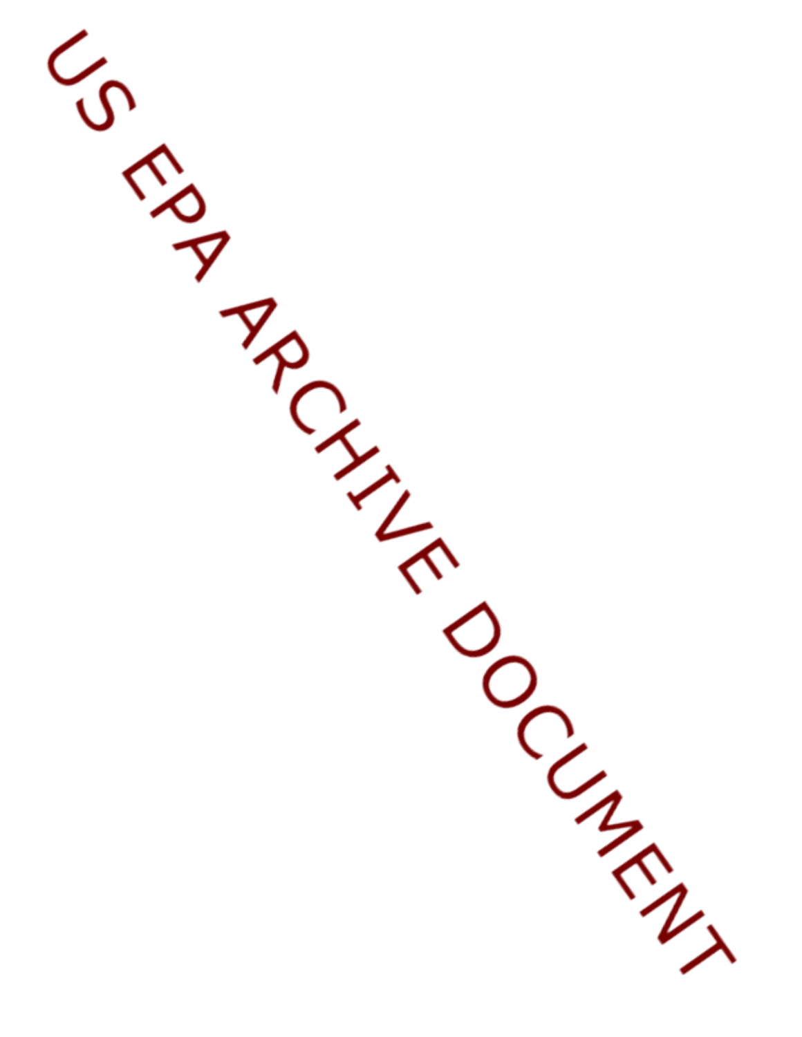US EPA ARCHIVE DOCUMENT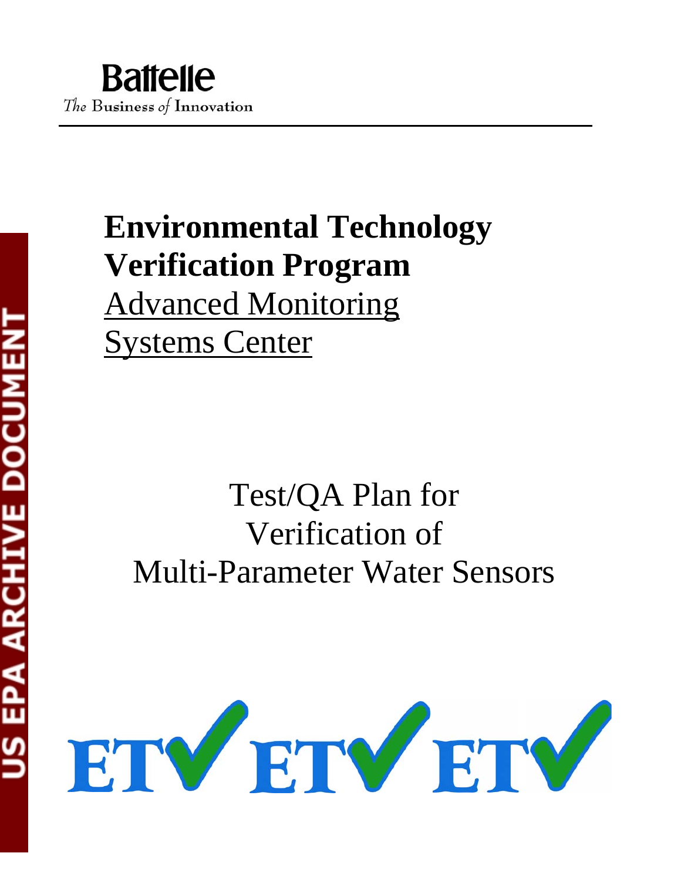**Battelle**
*The Business of Innovation*

# Environmental Technology Verification Program

Advanced Monitoring Systems Center

Test/QA Plan for Verification of Multi-Parameter Water Sensors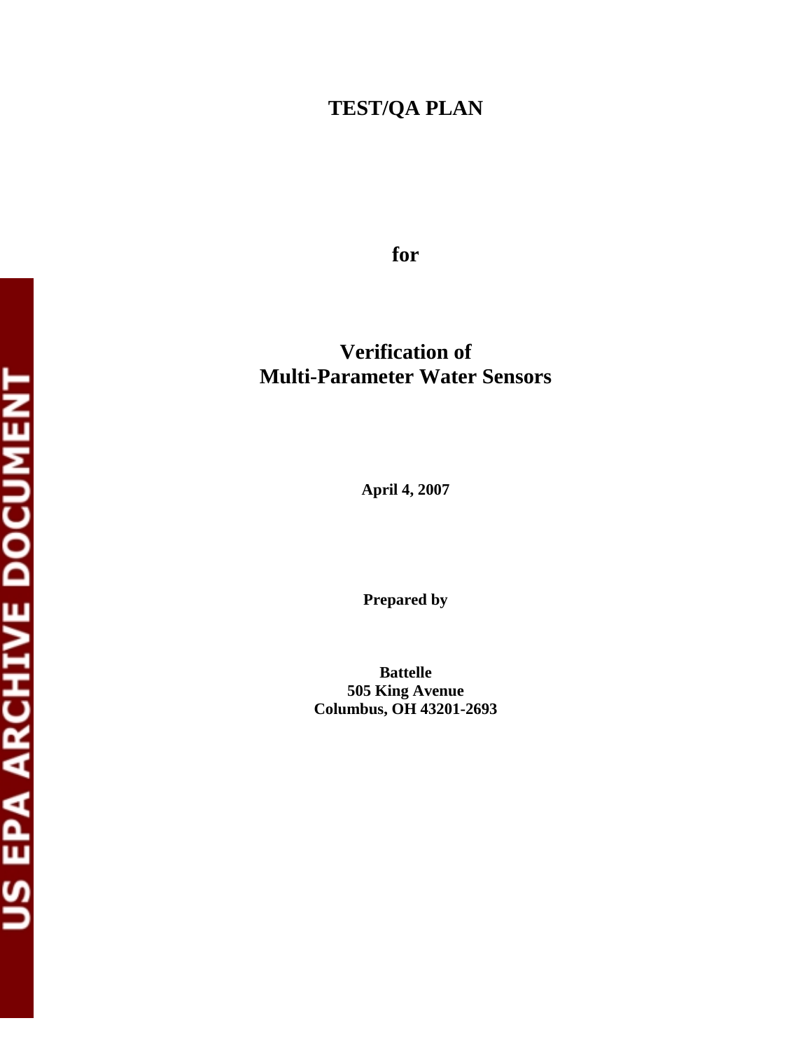# TEST/QA PLAN

**for**

# Verification of Multi-Parameter Water Sensors

**April 4, 2007**

**Prepared by**

**Battelle**
**505 King Avenue**
**Columbus, OH 43201-2693**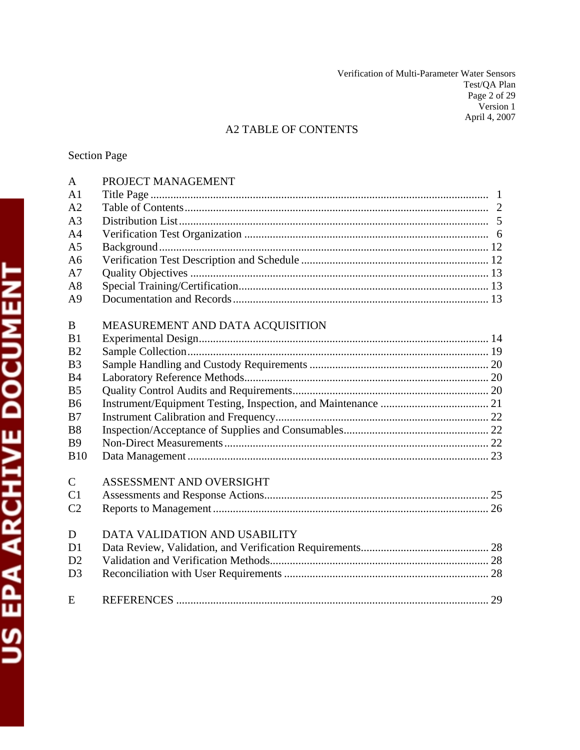## A2 TABLE OF CONTENTS

Section Page

| | | |
|---|---|---|
| A | PROJECT MANAGEMENT | |
| A1 | Title Page | 1 |
| A2 | Table of Contents | 2 |
| A3 | Distribution List | 5 |
| A4 | Verification Test Organization | 6 |
| A5 | Background | 12 |
| A6 | Verification Test Description and Schedule | 12 |
| A7 | Quality Objectives | 13 |
| A8 | Special Training/Certification | 13 |
| A9 | Documentation and Records | 13 |
| B | MEASUREMENT AND DATA ACQUISITION | |
| B1 | Experimental Design | 14 |
| B2 | Sample Collection | 19 |
| B3 | Sample Handling and Custody Requirements | 20 |
| B4 | Laboratory Reference Methods | 20 |
| B5 | Quality Control Audits and Requirements | 20 |
| B6 | Instrument/Equipment Testing, Inspection, and Maintenance | 21 |
| B7 | Instrument Calibration and Frequency | 22 |
| B8 | Inspection/Acceptance of Supplies and Consumables | 22 |
| B9 | Non-Direct Measurements | 22 |
| B10 | Data Management | 23 |
| C | ASSESSMENT AND OVERSIGHT | |
| C1 | Assessments and Response Actions | 25 |
| C2 | Reports to Management | 26 |
| D | DATA VALIDATION AND USABILITY | |
| D1 | Data Review, Validation, and Verification Requirements | 28 |
| D2 | Validation and Verification Methods | 28 |
| D3 | Reconciliation with User Requirements | 28 |
| E | REFERENCES | 29 |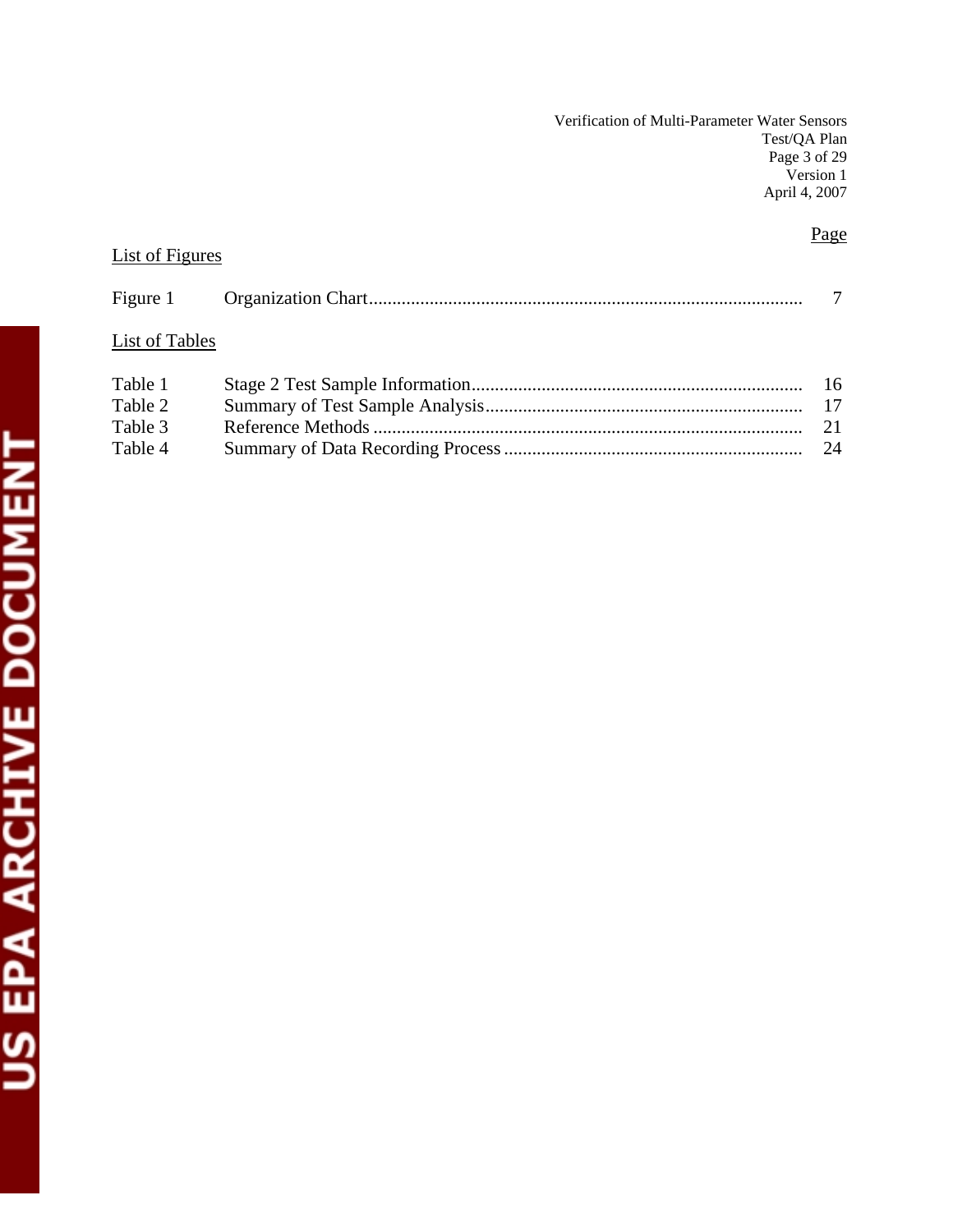Page

List of Figures

| | | |
|---|---|---|
| Figure 1 | Organization Chart | 7 |

List of Tables

| | | |
|---|---|---|
| Table 1 | Stage 2 Test Sample Information | 16 |
| Table 2 | Summary of Test Sample Analysis | 17 |
| Table 3 | Reference Methods | 21 |
| Table 4 | Summary of Data Recording Process | 24 |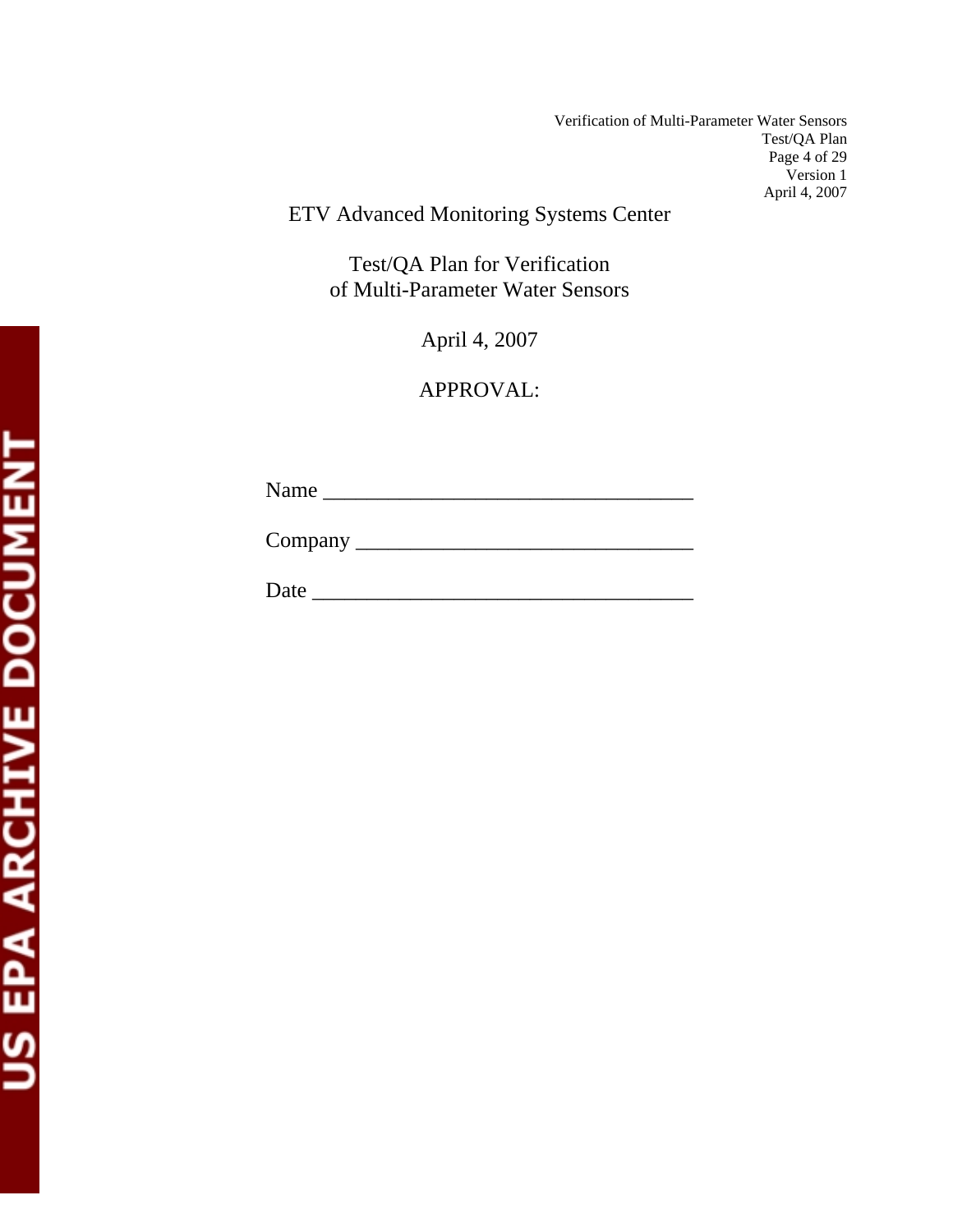ETV Advanced Monitoring Systems Center

Test/QA Plan for Verification
of Multi-Parameter Water Sensors

April 4, 2007

APPROVAL:

Name ___________________________________

Company ________________________________

Date ____________________________________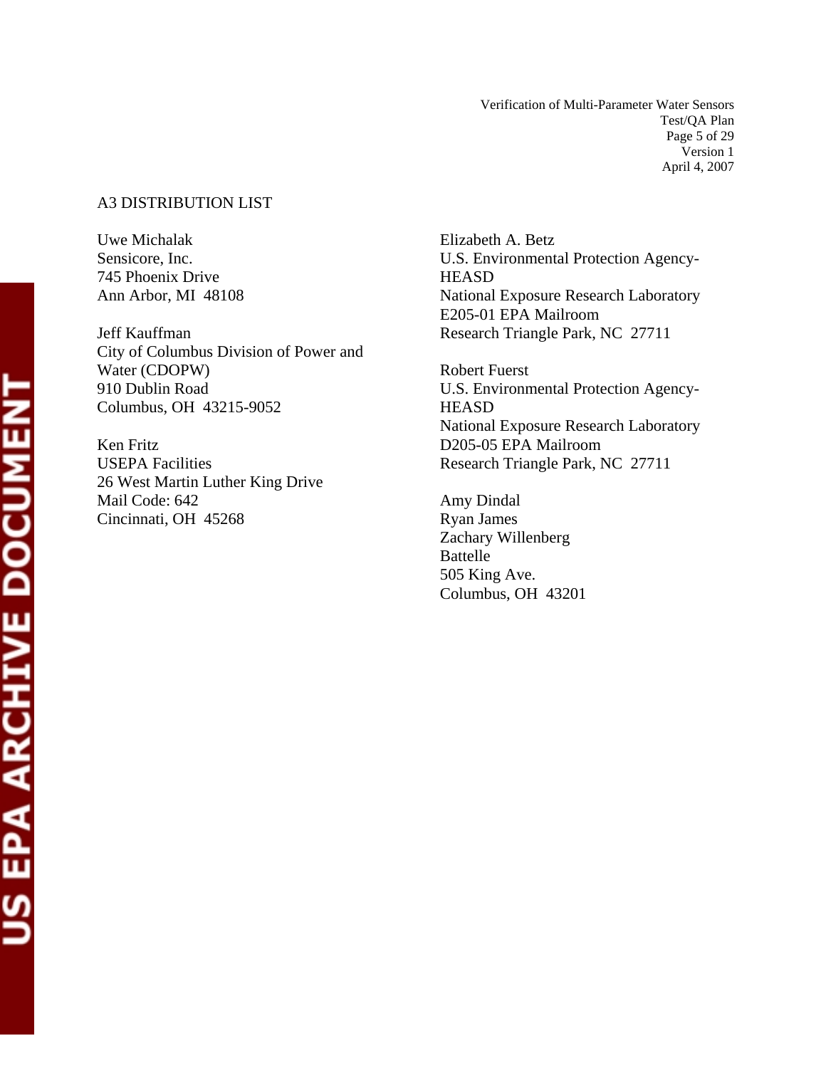## A3 DISTRIBUTION LIST

Uwe Michalak
Sensicore, Inc.
745 Phoenix Drive
Ann Arbor, MI 48108

Jeff Kauffman
City of Columbus Division of Power and Water (CDOPW)
910 Dublin Road
Columbus, OH 43215-9052

Ken Fritz
USEPA Facilities
26 West Martin Luther King Drive
Mail Code: 642
Cincinnati, OH 45268

Elizabeth A. Betz
U.S. Environmental Protection Agency-HEASD
National Exposure Research Laboratory
E205-01 EPA Mailroom
Research Triangle Park, NC 27711

Robert Fuerst
U.S. Environmental Protection Agency-HEASD
National Exposure Research Laboratory
D205-05 EPA Mailroom
Research Triangle Park, NC 27711

Amy Dindal
Ryan James
Zachary Willenberg
Battelle
505 King Ave.
Columbus, OH 43201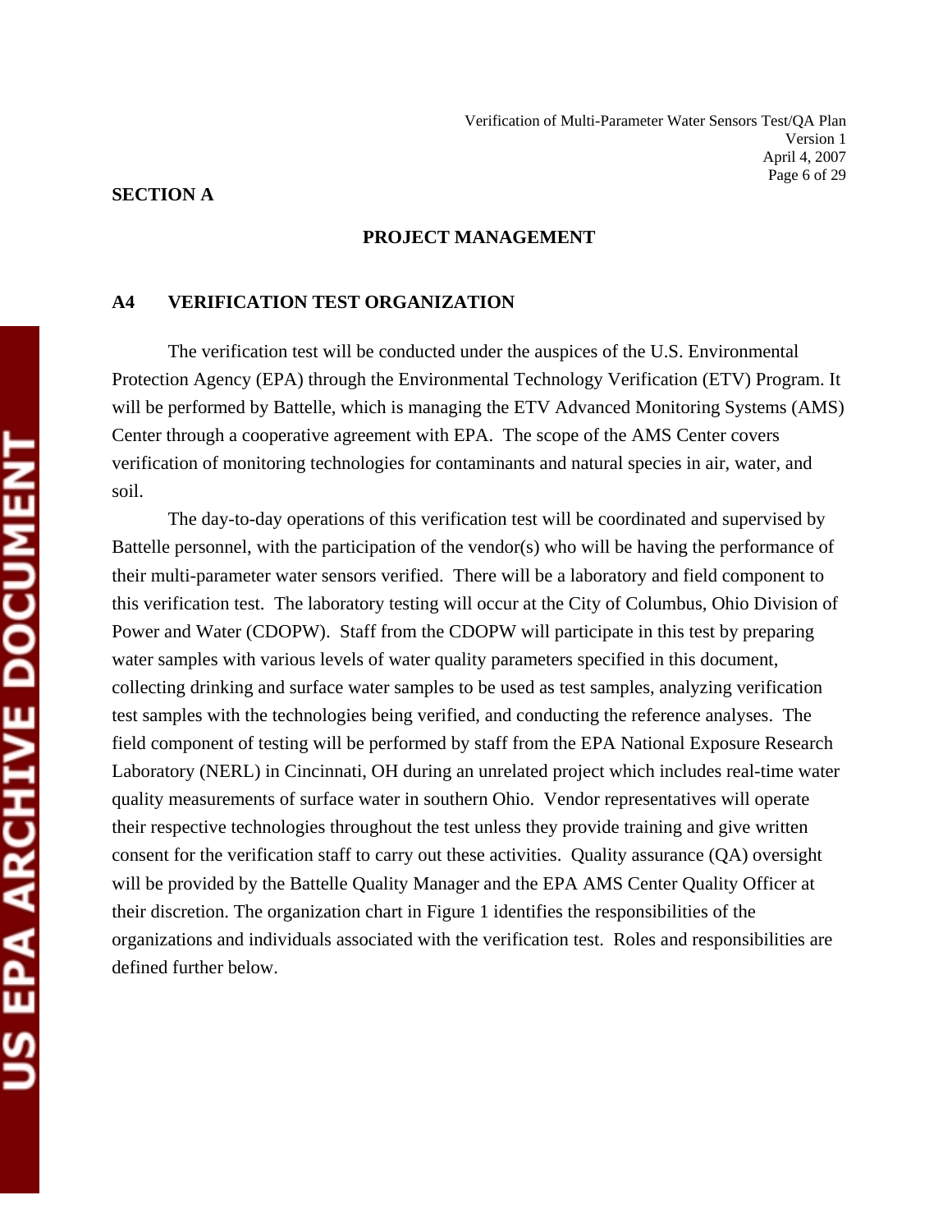**SECTION A**

## PROJECT MANAGEMENT

### A4 VERIFICATION TEST ORGANIZATION

The verification test will be conducted under the auspices of the U.S. Environmental Protection Agency (EPA) through the Environmental Technology Verification (ETV) Program. It will be performed by Battelle, which is managing the ETV Advanced Monitoring Systems (AMS) Center through a cooperative agreement with EPA. The scope of the AMS Center covers verification of monitoring technologies for contaminants and natural species in air, water, and soil.

The day-to-day operations of this verification test will be coordinated and supervised by Battelle personnel, with the participation of the vendor(s) who will be having the performance of their multi-parameter water sensors verified. There will be a laboratory and field component to this verification test. The laboratory testing will occur at the City of Columbus, Ohio Division of Power and Water (CDOPW). Staff from the CDOPW will participate in this test by preparing water samples with various levels of water quality parameters specified in this document, collecting drinking and surface water samples to be used as test samples, analyzing verification test samples with the technologies being verified, and conducting the reference analyses. The field component of testing will be performed by staff from the EPA National Exposure Research Laboratory (NERL) in Cincinnati, OH during an unrelated project which includes real-time water quality measurements of surface water in southern Ohio. Vendor representatives will operate their respective technologies throughout the test unless they provide training and give written consent for the verification staff to carry out these activities. Quality assurance (QA) oversight will be provided by the Battelle Quality Manager and the EPA AMS Center Quality Officer at their discretion. The organization chart in Figure 1 identifies the responsibilities of the organizations and individuals associated with the verification test. Roles and responsibilities are defined further below.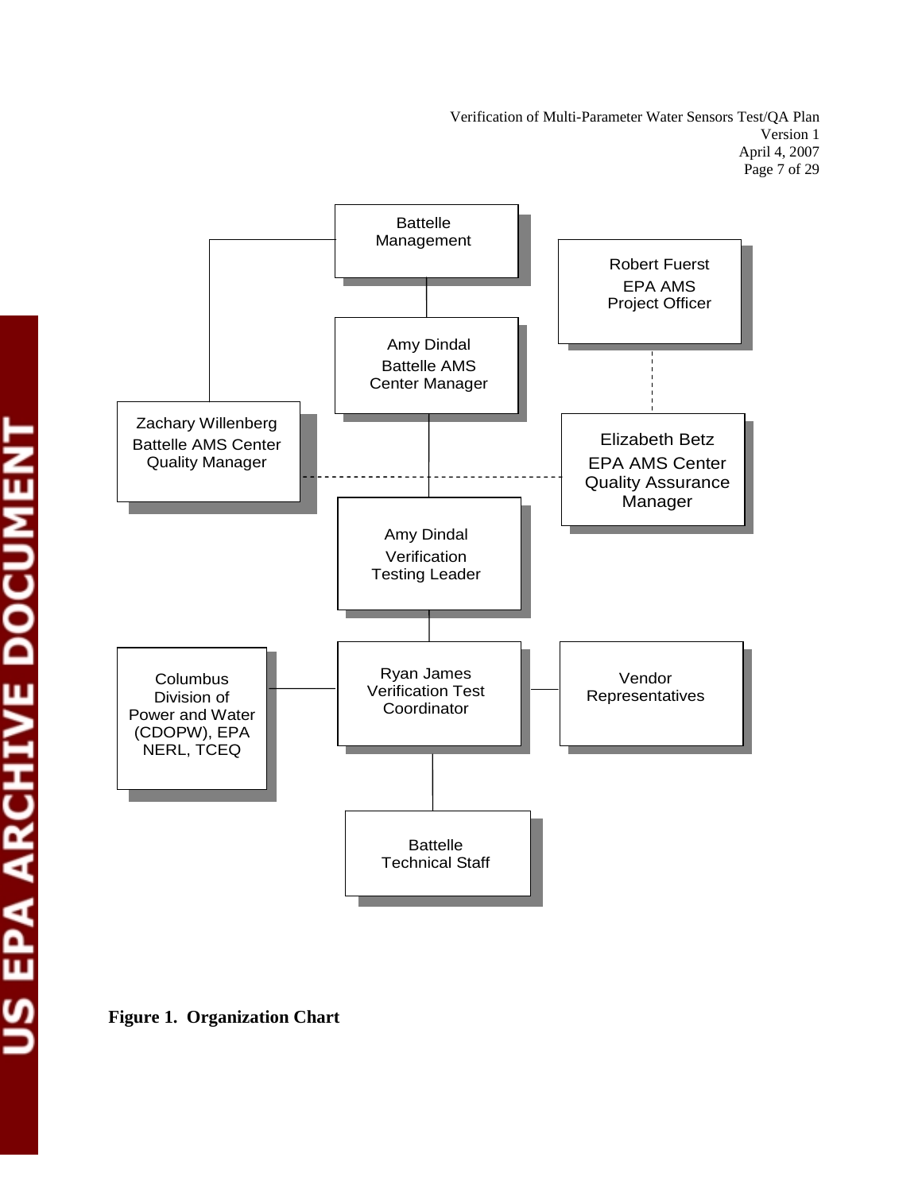Battelle Management

Robert Fuerst
EPA AMS
Project Officer

Amy Dindal
Battelle AMS
Center Manager

Zachary Willenberg
Battelle AMS Center
Quality Manager

Elizabeth Betz
EPA AMS Center
Quality Assurance
Manager

Amy Dindal
Verification
Testing Leader

Columbus
Division of
Power and Water
(CDOPW), EPA
NERL, TCEQ

Ryan James
Verification Test
Coordinator

Vendor
Representatives

Battelle
Technical Staff

**Figure 1. Organization Chart**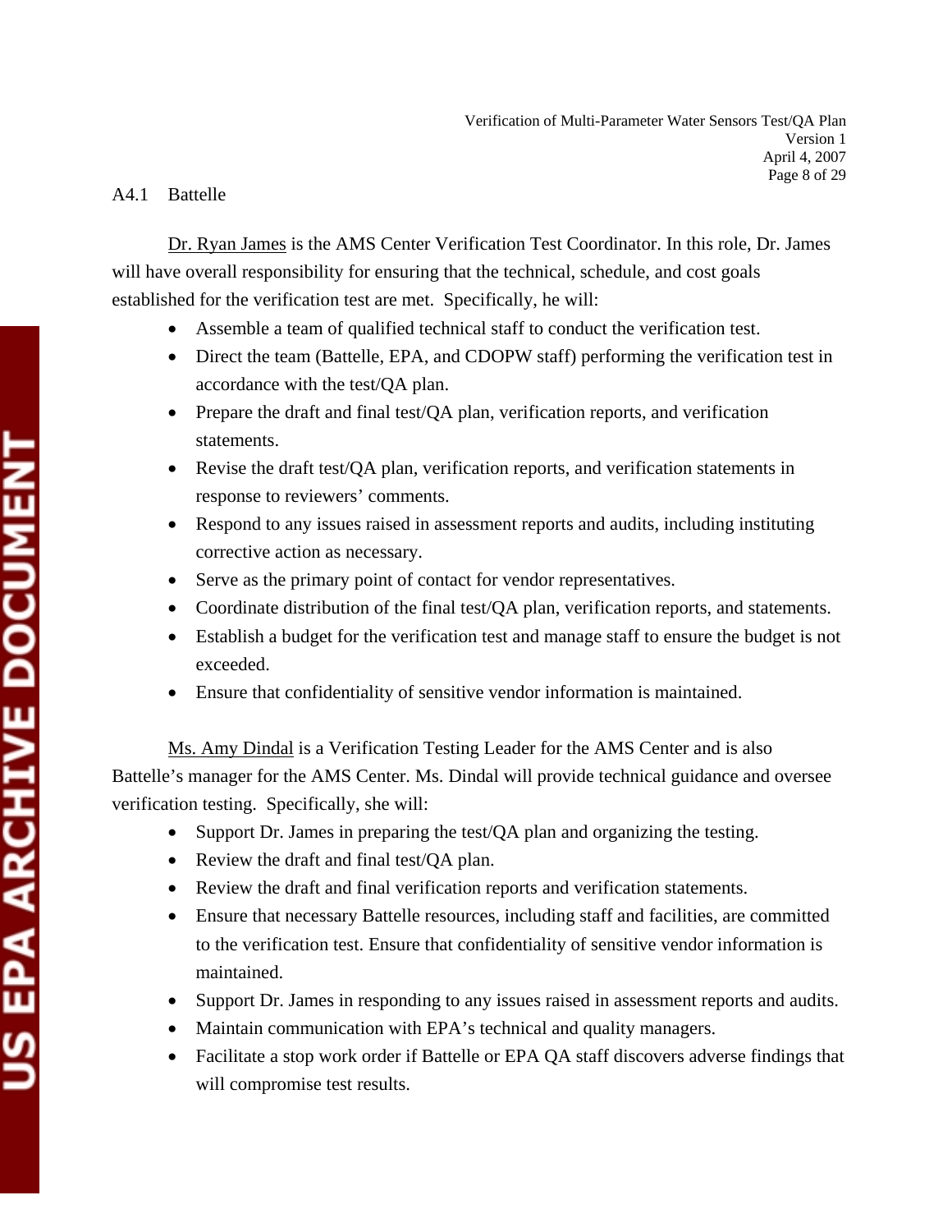### A4.1 Battelle

Dr. Ryan James is the AMS Center Verification Test Coordinator. In this role, Dr. James will have overall responsibility for ensuring that the technical, schedule, and cost goals established for the verification test are met. Specifically, he will:

- Assemble a team of qualified technical staff to conduct the verification test.
- Direct the team (Battelle, EPA, and CDOPW staff) performing the verification test in accordance with the test/QA plan.
- Prepare the draft and final test/QA plan, verification reports, and verification statements.
- Revise the draft test/QA plan, verification reports, and verification statements in response to reviewers' comments.
- Respond to any issues raised in assessment reports and audits, including instituting corrective action as necessary.
- Serve as the primary point of contact for vendor representatives.
- Coordinate distribution of the final test/QA plan, verification reports, and statements.
- Establish a budget for the verification test and manage staff to ensure the budget is not exceeded.
- Ensure that confidentiality of sensitive vendor information is maintained.

Ms. Amy Dindal is a Verification Testing Leader for the AMS Center and is also Battelle's manager for the AMS Center. Ms. Dindal will provide technical guidance and oversee verification testing. Specifically, she will:

- Support Dr. James in preparing the test/QA plan and organizing the testing.
- Review the draft and final test/QA plan.
- Review the draft and final verification reports and verification statements.
- Ensure that necessary Battelle resources, including staff and facilities, are committed to the verification test. Ensure that confidentiality of sensitive vendor information is maintained.
- Support Dr. James in responding to any issues raised in assessment reports and audits.
- Maintain communication with EPA's technical and quality managers.
- Facilitate a stop work order if Battelle or EPA QA staff discovers adverse findings that will compromise test results.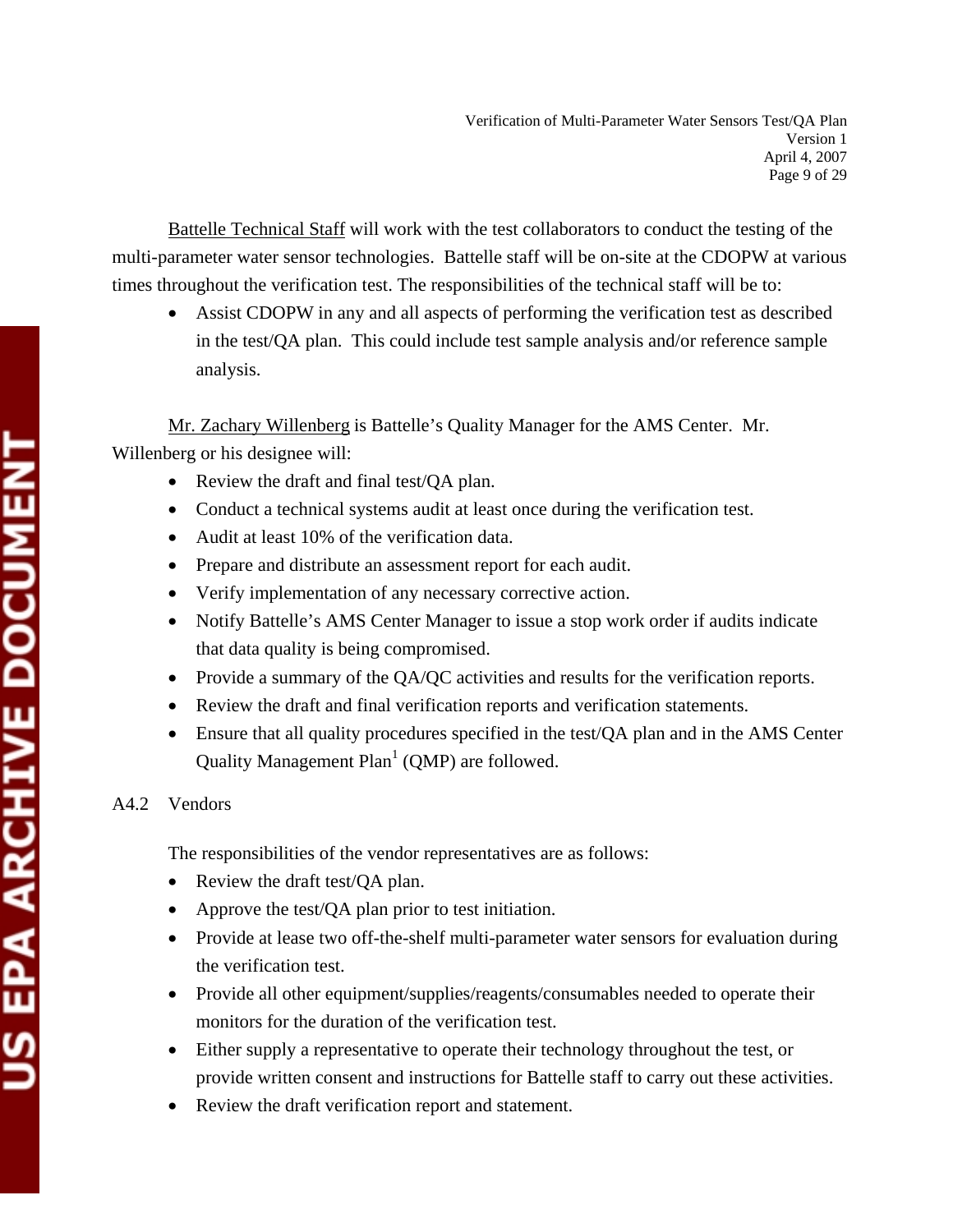Battelle Technical Staff will work with the test collaborators to conduct the testing of the multi-parameter water sensor technologies. Battelle staff will be on-site at the CDOPW at various times throughout the verification test. The responsibilities of the technical staff will be to:

- Assist CDOPW in any and all aspects of performing the verification test as described in the test/QA plan. This could include test sample analysis and/or reference sample analysis.

Mr. Zachary Willenberg is Battelle's Quality Manager for the AMS Center. Mr. Willenberg or his designee will:

- Review the draft and final test/QA plan.
- Conduct a technical systems audit at least once during the verification test.
- Audit at least 10% of the verification data.
- Prepare and distribute an assessment report for each audit.
- Verify implementation of any necessary corrective action.
- Notify Battelle's AMS Center Manager to issue a stop work order if audits indicate that data quality is being compromised.
- Provide a summary of the QA/QC activities and results for the verification reports.
- Review the draft and final verification reports and verification statements.
- Ensure that all quality procedures specified in the test/QA plan and in the AMS Center Quality Management Plan[1] (QMP) are followed.

### A4.2 Vendors

The responsibilities of the vendor representatives are as follows:

- Review the draft test/QA plan.
- Approve the test/QA plan prior to test initiation.
- Provide at lease two off-the-shelf multi-parameter water sensors for evaluation during the verification test.
- Provide all other equipment/supplies/reagents/consumables needed to operate their monitors for the duration of the verification test.
- Either supply a representative to operate their technology throughout the test, or provide written consent and instructions for Battelle staff to carry out these activities.
- Review the draft verification report and statement.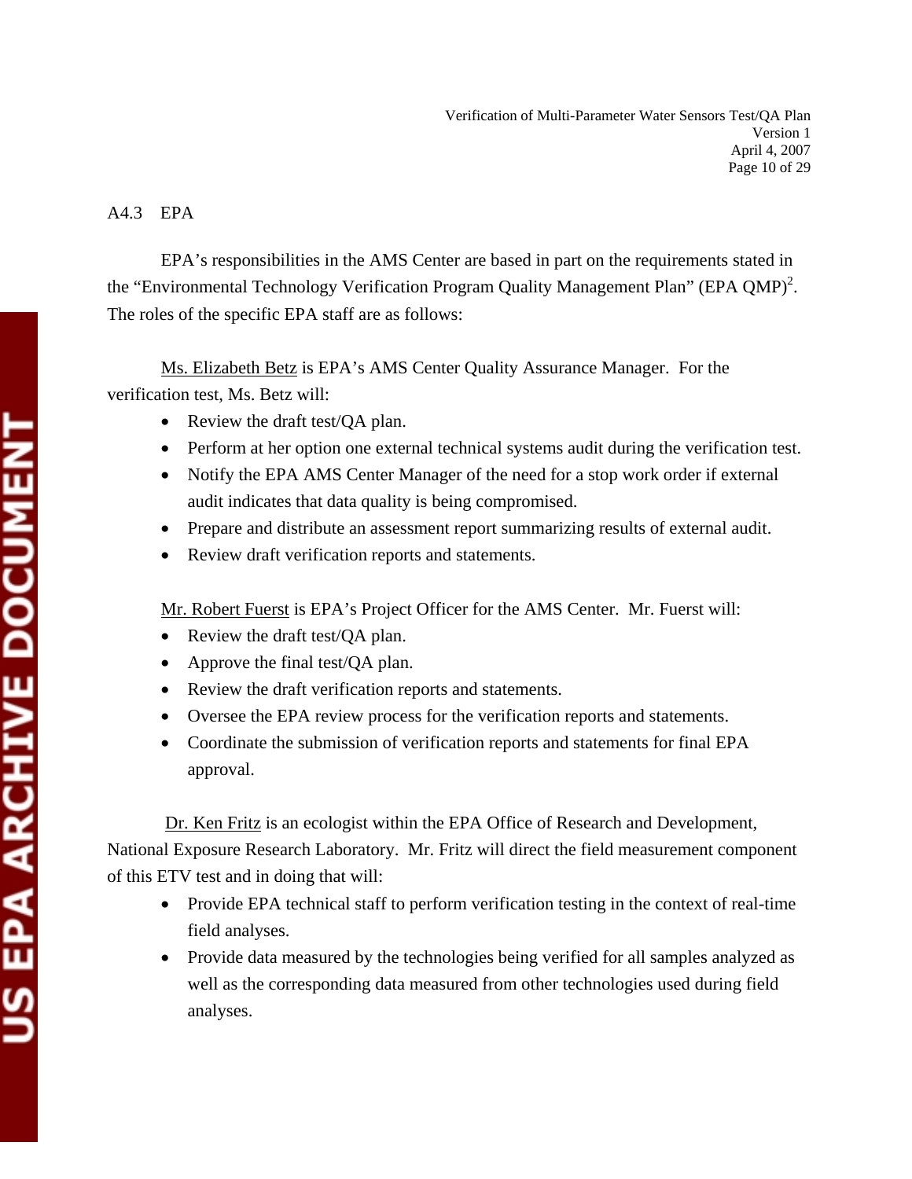### A4.3 EPA

EPA's responsibilities in the AMS Center are based in part on the requirements stated in the "Environmental Technology Verification Program Quality Management Plan" (EPA QMP)[2]. The roles of the specific EPA staff are as follows:

Ms. Elizabeth Betz is EPA's AMS Center Quality Assurance Manager. For the verification test, Ms. Betz will:

- Review the draft test/QA plan.
- Perform at her option one external technical systems audit during the verification test.
- Notify the EPA AMS Center Manager of the need for a stop work order if external audit indicates that data quality is being compromised.
- Prepare and distribute an assessment report summarizing results of external audit.
- Review draft verification reports and statements.

Mr. Robert Fuerst is EPA's Project Officer for the AMS Center. Mr. Fuerst will:

- Review the draft test/QA plan.
- Approve the final test/QA plan.
- Review the draft verification reports and statements.
- Oversee the EPA review process for the verification reports and statements.
- Coordinate the submission of verification reports and statements for final EPA approval.

Dr. Ken Fritz is an ecologist within the EPA Office of Research and Development, National Exposure Research Laboratory. Mr. Fritz will direct the field measurement component of this ETV test and in doing that will:

- Provide EPA technical staff to perform verification testing in the context of real-time field analyses.
- Provide data measured by the technologies being verified for all samples analyzed as well as the corresponding data measured from other technologies used during field analyses.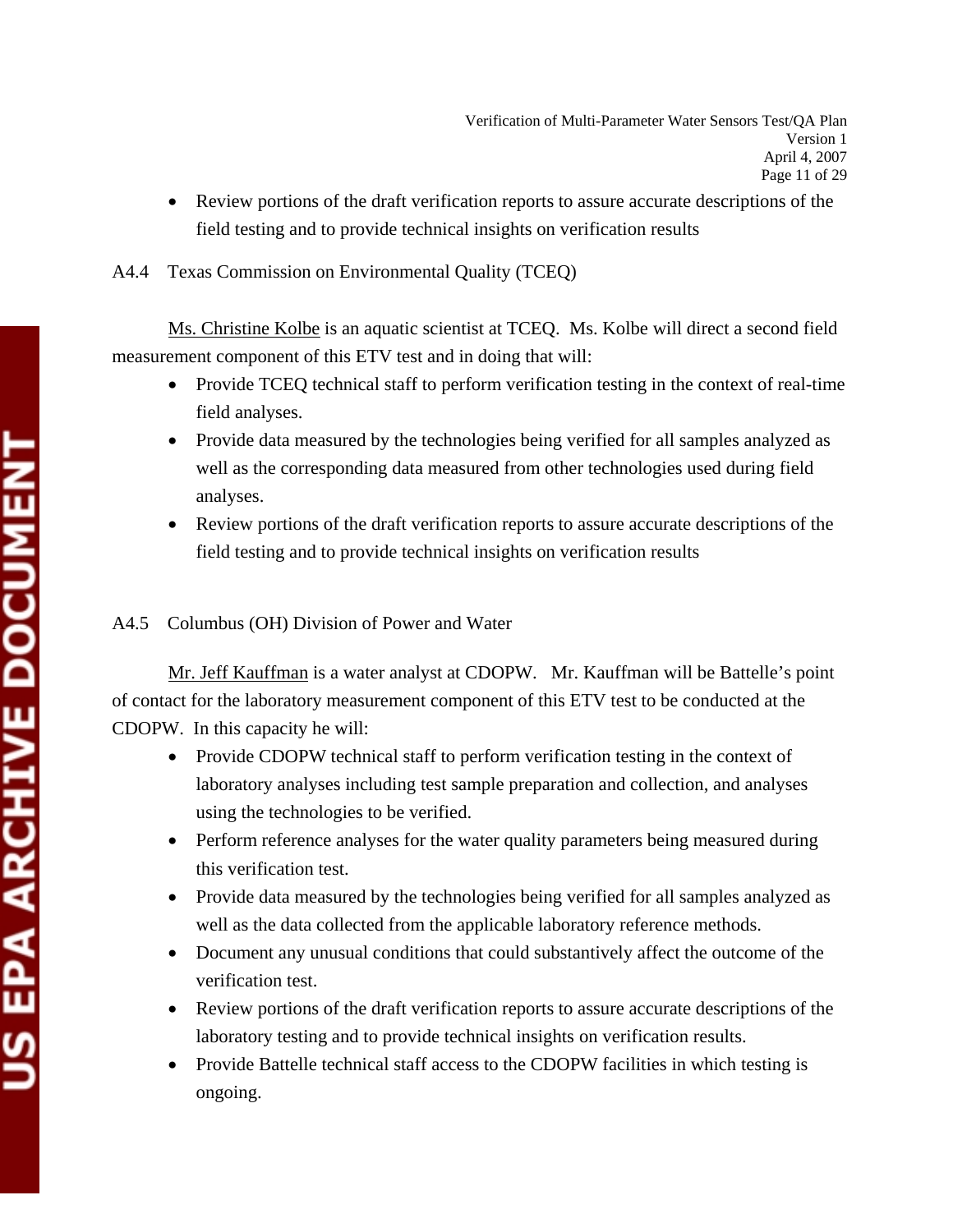- Review portions of the draft verification reports to assure accurate descriptions of the field testing and to provide technical insights on verification results

### A4.4 Texas Commission on Environmental Quality (TCEQ)

Ms. Christine Kolbe is an aquatic scientist at TCEQ. Ms. Kolbe will direct a second field measurement component of this ETV test and in doing that will:

- Provide TCEQ technical staff to perform verification testing in the context of real-time field analyses.
- Provide data measured by the technologies being verified for all samples analyzed as well as the corresponding data measured from other technologies used during field analyses.
- Review portions of the draft verification reports to assure accurate descriptions of the field testing and to provide technical insights on verification results

### A4.5 Columbus (OH) Division of Power and Water

Mr. Jeff Kauffman is a water analyst at CDOPW. Mr. Kauffman will be Battelle's point of contact for the laboratory measurement component of this ETV test to be conducted at the CDOPW. In this capacity he will:

- Provide CDOPW technical staff to perform verification testing in the context of laboratory analyses including test sample preparation and collection, and analyses using the technologies to be verified.
- Perform reference analyses for the water quality parameters being measured during this verification test.
- Provide data measured by the technologies being verified for all samples analyzed as well as the data collected from the applicable laboratory reference methods.
- Document any unusual conditions that could substantively affect the outcome of the verification test.
- Review portions of the draft verification reports to assure accurate descriptions of the laboratory testing and to provide technical insights on verification results.
- Provide Battelle technical staff access to the CDOPW facilities in which testing is ongoing.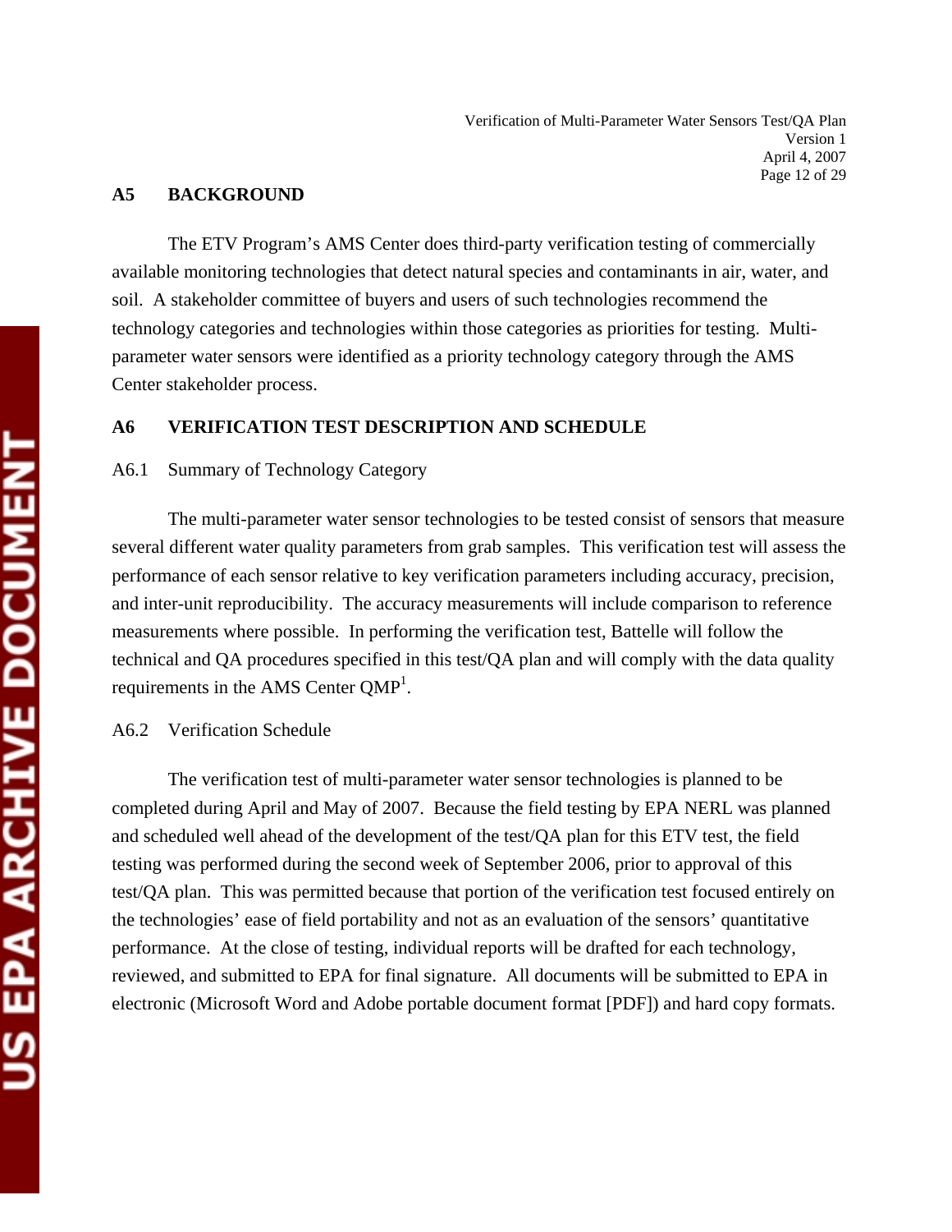## A5 BACKGROUND

The ETV Program's AMS Center does third-party verification testing of commercially available monitoring technologies that detect natural species and contaminants in air, water, and soil. A stakeholder committee of buyers and users of such technologies recommend the technology categories and technologies within those categories as priorities for testing. Multi-parameter water sensors were identified as a priority technology category through the AMS Center stakeholder process.

## A6 VERIFICATION TEST DESCRIPTION AND SCHEDULE

### A6.1 Summary of Technology Category

The multi-parameter water sensor technologies to be tested consist of sensors that measure several different water quality parameters from grab samples. This verification test will assess the performance of each sensor relative to key verification parameters including accuracy, precision, and inter-unit reproducibility. The accuracy measurements will include comparison to reference measurements where possible. In performing the verification test, Battelle will follow the technical and QA procedures specified in this test/QA plan and will comply with the data quality requirements in the AMS Center QMP[1].

### A6.2 Verification Schedule

The verification test of multi-parameter water sensor technologies is planned to be completed during April and May of 2007. Because the field testing by EPA NERL was planned and scheduled well ahead of the development of the test/QA plan for this ETV test, the field testing was performed during the second week of September 2006, prior to approval of this test/QA plan. This was permitted because that portion of the verification test focused entirely on the technologies' ease of field portability and not as an evaluation of the sensors' quantitative performance. At the close of testing, individual reports will be drafted for each technology, reviewed, and submitted to EPA for final signature. All documents will be submitted to EPA in electronic (Microsoft Word and Adobe portable document format [PDF]) and hard copy formats.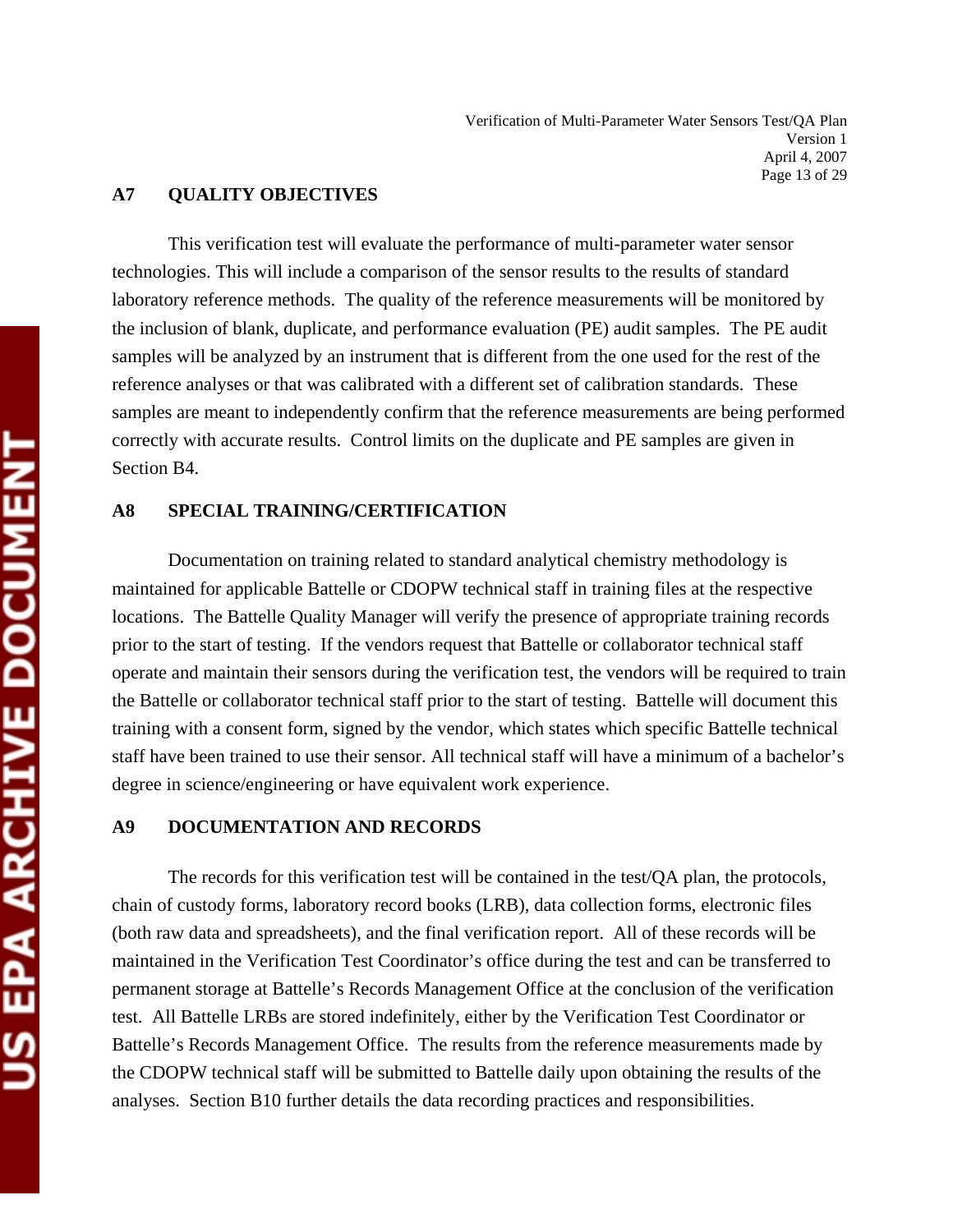## A7 QUALITY OBJECTIVES

This verification test will evaluate the performance of multi-parameter water sensor technologies. This will include a comparison of the sensor results to the results of standard laboratory reference methods. The quality of the reference measurements will be monitored by the inclusion of blank, duplicate, and performance evaluation (PE) audit samples. The PE audit samples will be analyzed by an instrument that is different from the one used for the rest of the reference analyses or that was calibrated with a different set of calibration standards. These samples are meant to independently confirm that the reference measurements are being performed correctly with accurate results. Control limits on the duplicate and PE samples are given in Section B4.

## A8 SPECIAL TRAINING/CERTIFICATION

Documentation on training related to standard analytical chemistry methodology is maintained for applicable Battelle or CDOPW technical staff in training files at the respective locations. The Battelle Quality Manager will verify the presence of appropriate training records prior to the start of testing. If the vendors request that Battelle or collaborator technical staff operate and maintain their sensors during the verification test, the vendors will be required to train the Battelle or collaborator technical staff prior to the start of testing. Battelle will document this training with a consent form, signed by the vendor, which states which specific Battelle technical staff have been trained to use their sensor. All technical staff will have a minimum of a bachelor's degree in science/engineering or have equivalent work experience.

## A9 DOCUMENTATION AND RECORDS

The records for this verification test will be contained in the test/QA plan, the protocols, chain of custody forms, laboratory record books (LRB), data collection forms, electronic files (both raw data and spreadsheets), and the final verification report. All of these records will be maintained in the Verification Test Coordinator's office during the test and can be transferred to permanent storage at Battelle's Records Management Office at the conclusion of the verification test. All Battelle LRBs are stored indefinitely, either by the Verification Test Coordinator or Battelle's Records Management Office. The results from the reference measurements made by the CDOPW technical staff will be submitted to Battelle daily upon obtaining the results of the analyses. Section B10 further details the data recording practices and responsibilities.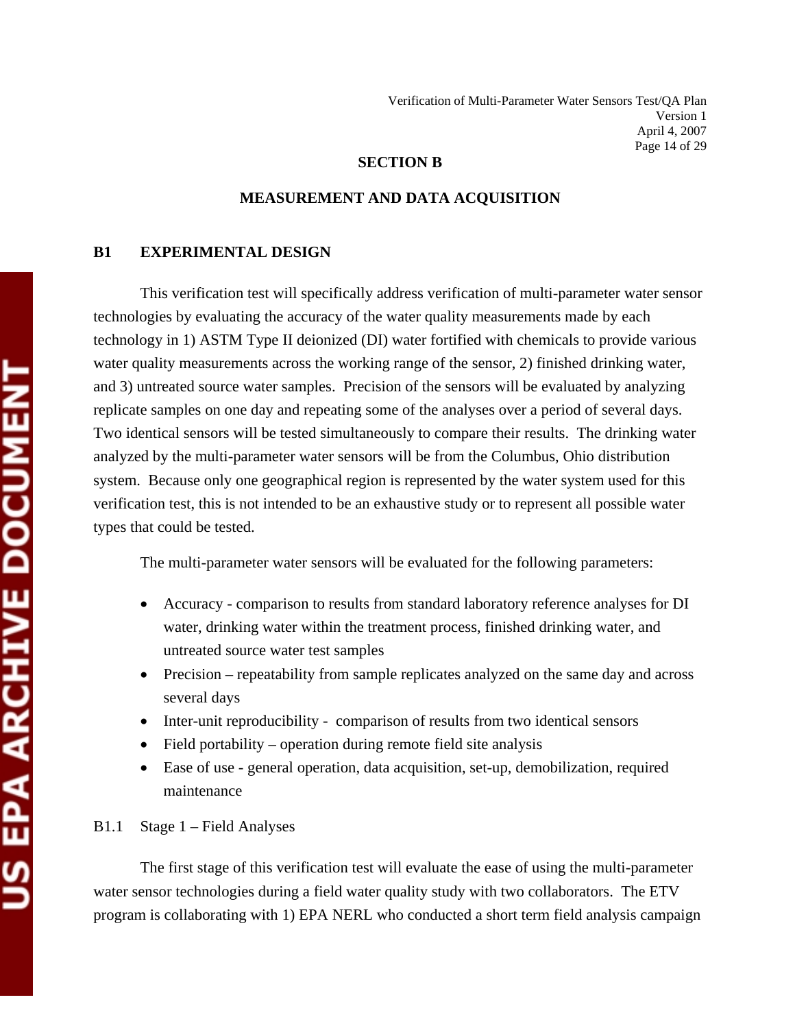# SECTION B

# MEASUREMENT AND DATA ACQUISITION

## B1 EXPERIMENTAL DESIGN

This verification test will specifically address verification of multi-parameter water sensor technologies by evaluating the accuracy of the water quality measurements made by each technology in 1) ASTM Type II deionized (DI) water fortified with chemicals to provide various water quality measurements across the working range of the sensor, 2) finished drinking water, and 3) untreated source water samples. Precision of the sensors will be evaluated by analyzing replicate samples on one day and repeating some of the analyses over a period of several days. Two identical sensors will be tested simultaneously to compare their results. The drinking water analyzed by the multi-parameter water sensors will be from the Columbus, Ohio distribution system. Because only one geographical region is represented by the water system used for this verification test, this is not intended to be an exhaustive study or to represent all possible water types that could be tested.

The multi-parameter water sensors will be evaluated for the following parameters:

- Accuracy - comparison to results from standard laboratory reference analyses for DI water, drinking water within the treatment process, finished drinking water, and untreated source water test samples
- Precision – repeatability from sample replicates analyzed on the same day and across several days
- Inter-unit reproducibility - comparison of results from two identical sensors
- Field portability – operation during remote field site analysis
- Ease of use - general operation, data acquisition, set-up, demobilization, required maintenance

### B1.1 Stage 1 – Field Analyses

The first stage of this verification test will evaluate the ease of using the multi-parameter water sensor technologies during a field water quality study with two collaborators. The ETV program is collaborating with 1) EPA NERL who conducted a short term field analysis campaign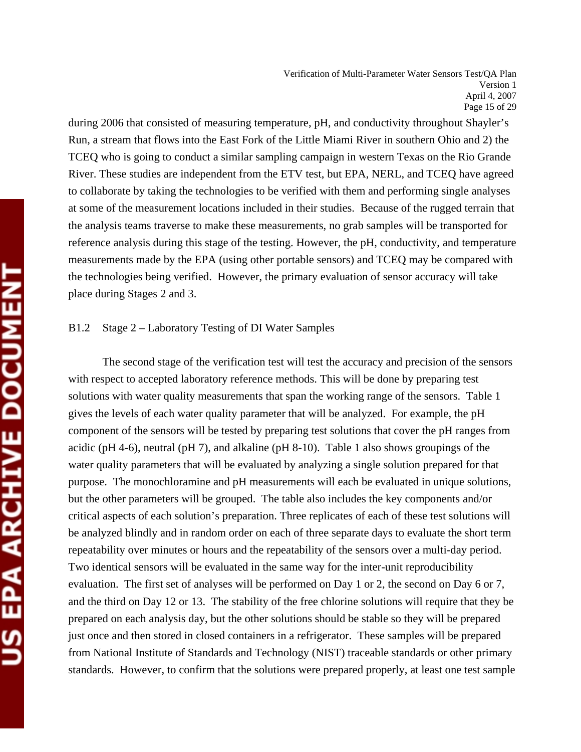during 2006 that consisted of measuring temperature, pH, and conductivity throughout Shayler's Run, a stream that flows into the East Fork of the Little Miami River in southern Ohio and 2) the TCEQ who is going to conduct a similar sampling campaign in western Texas on the Rio Grande River. These studies are independent from the ETV test, but EPA, NERL, and TCEQ have agreed to collaborate by taking the technologies to be verified with them and performing single analyses at some of the measurement locations included in their studies. Because of the rugged terrain that the analysis teams traverse to make these measurements, no grab samples will be transported for reference analysis during this stage of the testing. However, the pH, conductivity, and temperature measurements made by the EPA (using other portable sensors) and TCEQ may be compared with the technologies being verified. However, the primary evaluation of sensor accuracy will take place during Stages 2 and 3.

### B1.2 Stage 2 – Laboratory Testing of DI Water Samples

The second stage of the verification test will test the accuracy and precision of the sensors with respect to accepted laboratory reference methods. This will be done by preparing test solutions with water quality measurements that span the working range of the sensors. Table 1 gives the levels of each water quality parameter that will be analyzed. For example, the pH component of the sensors will be tested by preparing test solutions that cover the pH ranges from acidic (pH 4-6), neutral (pH 7), and alkaline (pH 8-10). Table 1 also shows groupings of the water quality parameters that will be evaluated by analyzing a single solution prepared for that purpose. The monochloramine and pH measurements will each be evaluated in unique solutions, but the other parameters will be grouped. The table also includes the key components and/or critical aspects of each solution's preparation. Three replicates of each of these test solutions will be analyzed blindly and in random order on each of three separate days to evaluate the short term repeatability over minutes or hours and the repeatability of the sensors over a multi-day period. Two identical sensors will be evaluated in the same way for the inter-unit reproducibility evaluation. The first set of analyses will be performed on Day 1 or 2, the second on Day 6 or 7, and the third on Day 12 or 13. The stability of the free chlorine solutions will require that they be prepared on each analysis day, but the other solutions should be stable so they will be prepared just once and then stored in closed containers in a refrigerator. These samples will be prepared from National Institute of Standards and Technology (NIST) traceable standards or other primary standards. However, to confirm that the solutions were prepared properly, at least one test sample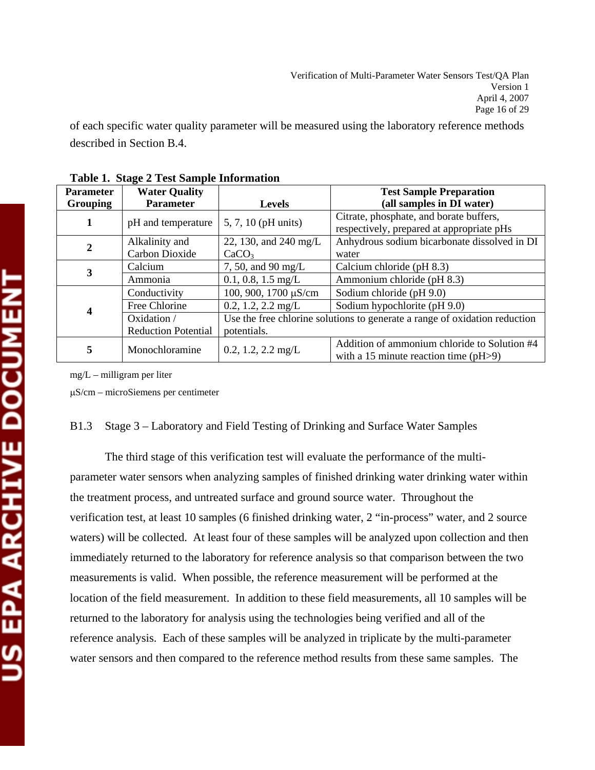of each specific water quality parameter will be measured using the laboratory reference methods described in Section B.4.

**Table 1. Stage 2 Test Sample Information**

| Parameter Grouping | Water Quality Parameter | Levels | Test Sample Preparation (all samples in DI water) |
|---|---|---|---|
| 1 | pH and temperature | 5, 7, 10 (pH units) | Citrate, phosphate, and borate buffers, respectively, prepared at appropriate pHs |
| 2 | Alkalinity and Carbon Dioxide | 22, 130, and 240 mg/L $CaCO_3$ | Anhydrous sodium bicarbonate dissolved in DI water |
| 3 | Calcium | 7, 50, and 90 mg/L | Calcium chloride (pH 8.3) |
| | Ammonia | 0.1, 0.8, 1.5 mg/L | Ammonium chloride (pH 8.3) |
| 4 | Conductivity | 100, 900, 1700 µS/cm | Sodium chloride (pH 9.0) |
| | Free Chlorine | 0.2, 1.2, 2.2 mg/L | Sodium hypochlorite (pH 9.0) |
| | Oxidation / Reduction Potential | Use the free chlorine solutions to generate a range of oxidation reduction potentials. | |
| 5 | Monochloramine | 0.2, 1.2, 2.2 mg/L | Addition of ammonium chloride to Solution #4 with a 15 minute reaction time (pH>9) |

mg/L – milligram per liter

µS/cm – microSiemens per centimeter

### B1.3 Stage 3 – Laboratory and Field Testing of Drinking and Surface Water Samples

The third stage of this verification test will evaluate the performance of the multi-parameter water sensors when analyzing samples of finished drinking water drinking water within the treatment process, and untreated surface and ground source water. Throughout the verification test, at least 10 samples (6 finished drinking water, 2 "in-process" water, and 2 source waters) will be collected. At least four of these samples will be analyzed upon collection and then immediately returned to the laboratory for reference analysis so that comparison between the two measurements is valid. When possible, the reference measurement will be performed at the location of the field measurement. In addition to these field measurements, all 10 samples will be returned to the laboratory for analysis using the technologies being verified and all of the reference analysis. Each of these samples will be analyzed in triplicate by the multi-parameter water sensors and then compared to the reference method results from these same samples. The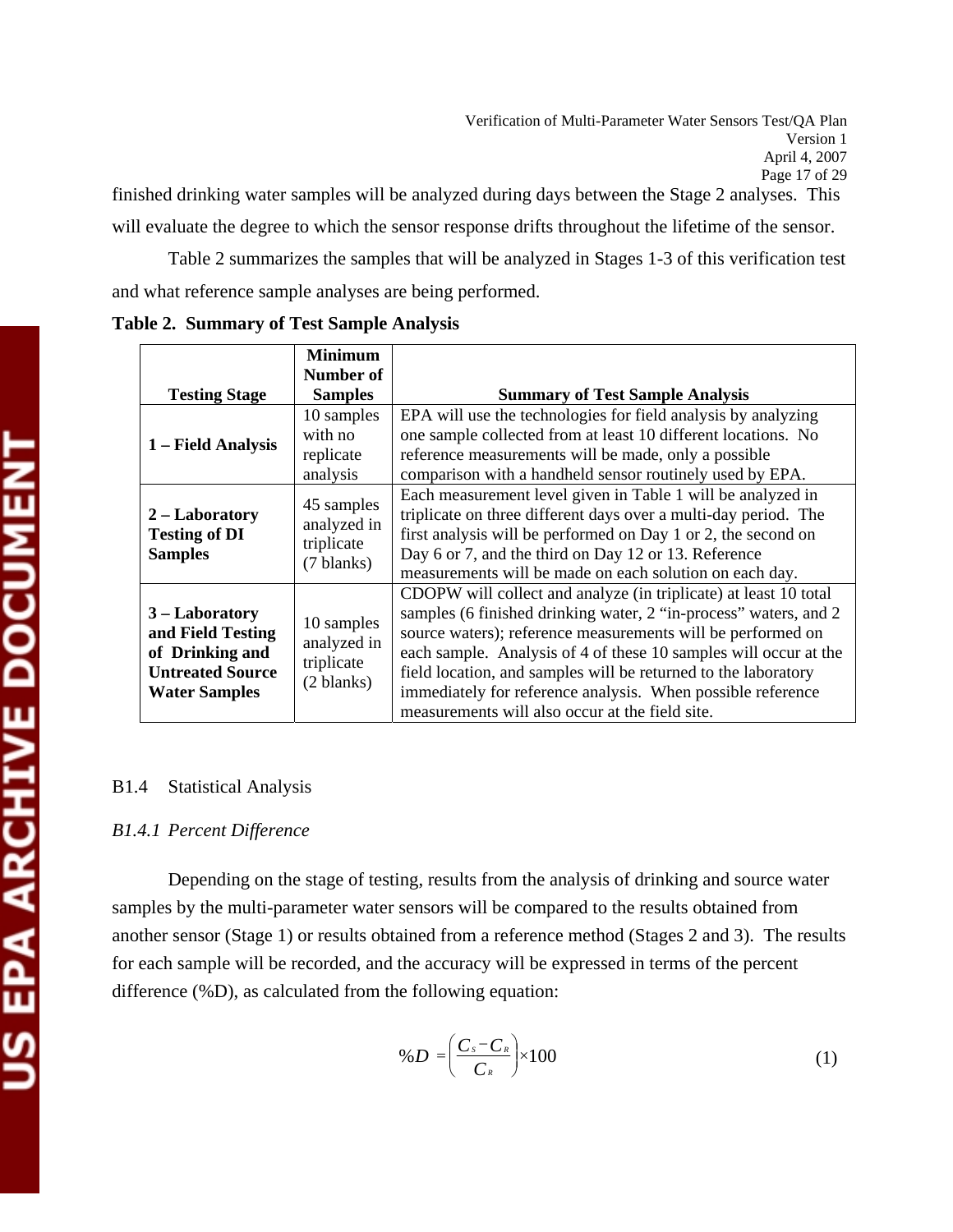finished drinking water samples will be analyzed during days between the Stage 2 analyses. This will evaluate the degree to which the sensor response drifts throughout the lifetime of the sensor.

Table 2 summarizes the samples that will be analyzed in Stages 1-3 of this verification test and what reference sample analyses are being performed.

**Table 2. Summary of Test Sample Analysis**

| Testing Stage | Minimum Number of Samples | Summary of Test Sample Analysis |
|---|---|---|
| **1 – Field Analysis** | 10 samples with no replicate analysis | EPA will use the technologies for field analysis by analyzing one sample collected from at least 10 different locations. No reference measurements will be made, only a possible comparison with a handheld sensor routinely used by EPA. |
| **2 – Laboratory Testing of DI Samples** | 45 samples analyzed in triplicate (7 blanks) | Each measurement level given in Table 1 will be analyzed in triplicate on three different days over a multi-day period. The first analysis will be performed on Day 1 or 2, the second on Day 6 or 7, and the third on Day 12 or 13. Reference measurements will be made on each solution on each day. |
| **3 – Laboratory and Field Testing of Drinking and Untreated Source Water Samples** | 10 samples analyzed in triplicate (2 blanks) | CDOPW will collect and analyze (in triplicate) at least 10 total samples (6 finished drinking water, 2 "in-process" waters, and 2 source waters); reference measurements will be performed on each sample. Analysis of 4 of these 10 samples will occur at the field location, and samples will be returned to the laboratory immediately for reference analysis. When possible reference measurements will also occur at the field site. |

## B1.4 Statistical Analysis

### *B1.4.1 Percent Difference*

Depending on the stage of testing, results from the analysis of drinking and source water samples by the multi-parameter water sensors will be compared to the results obtained from another sensor (Stage 1) or results obtained from a reference method (Stages 2 and 3). The results for each sample will be recorded, and the accuracy will be expressed in terms of the percent difference (%D), as calculated from the following equation:

$$\%D = \left( \frac{C_S - C_R}{C_R} \right) \times 100 \qquad (1)$$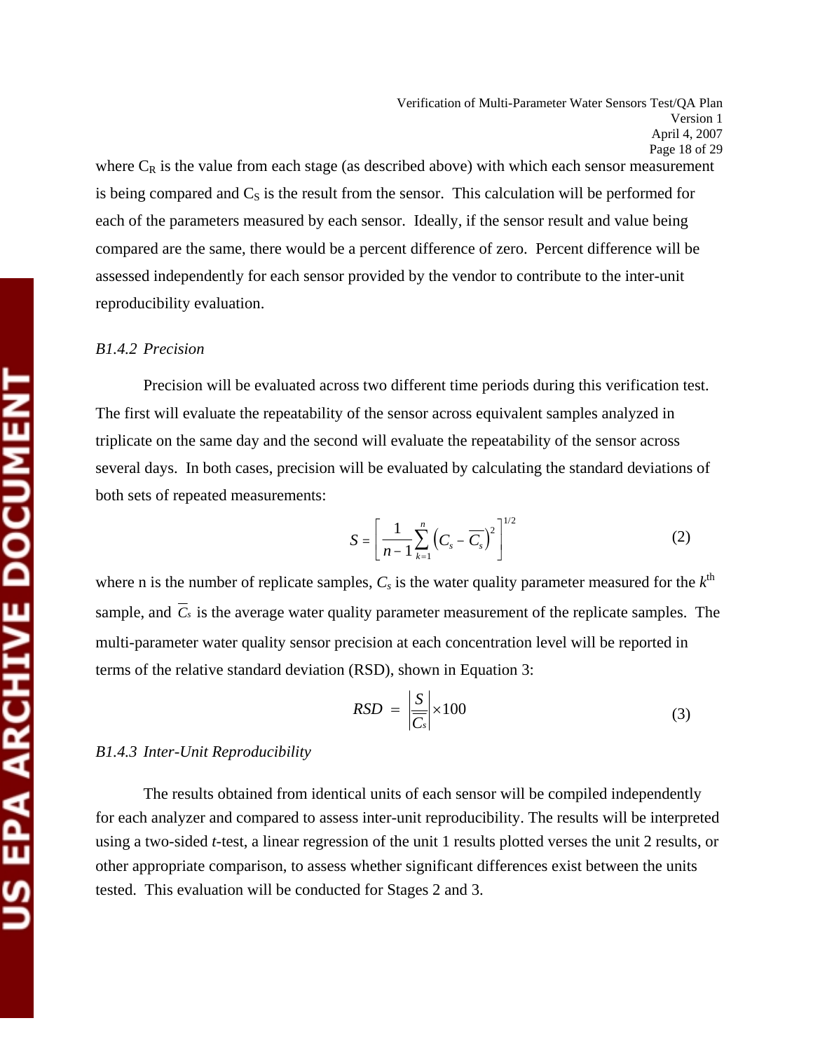where $C_R$ is the value from each stage (as described above) with which each sensor measurement is being compared and $C_S$ is the result from the sensor. This calculation will be performed for each of the parameters measured by each sensor. Ideally, if the sensor result and value being compared are the same, there would be a percent difference of zero. Percent difference will be assessed independently for each sensor provided by the vendor to contribute to the inter-unit reproducibility evaluation.

### *B1.4.2 Precision*

Precision will be evaluated across two different time periods during this verification test. The first will evaluate the repeatability of the sensor across equivalent samples analyzed in triplicate on the same day and the second will evaluate the repeatability of the sensor across several days. In both cases, precision will be evaluated by calculating the standard deviations of both sets of repeated measurements:

$$S = \left[ \frac{1}{n-1} \sum_{k=1}^{n} \left( C_s - \overline{C_s} \right)^2 \right]^{1/2} \tag{2}$$

where n is the number of replicate samples, $C_s$ is the water quality parameter measured for the $k^{th}$ sample, and $\overline{C_s}$ is the average water quality parameter measurement of the replicate samples. The multi-parameter water quality sensor precision at each concentration level will be reported in terms of the relative standard deviation (RSD), shown in Equation 3:

$$RSD = \left| \frac{S}{\overline{C_s}} \right| \times 100 \tag{3}$$

### *B1.4.3 Inter-Unit Reproducibility*

The results obtained from identical units of each sensor will be compiled independently for each analyzer and compared to assess inter-unit reproducibility. The results will be interpreted using a two-sided *t*-test, a linear regression of the unit 1 results plotted verses the unit 2 results, or other appropriate comparison, to assess whether significant differences exist between the units tested. This evaluation will be conducted for Stages 2 and 3.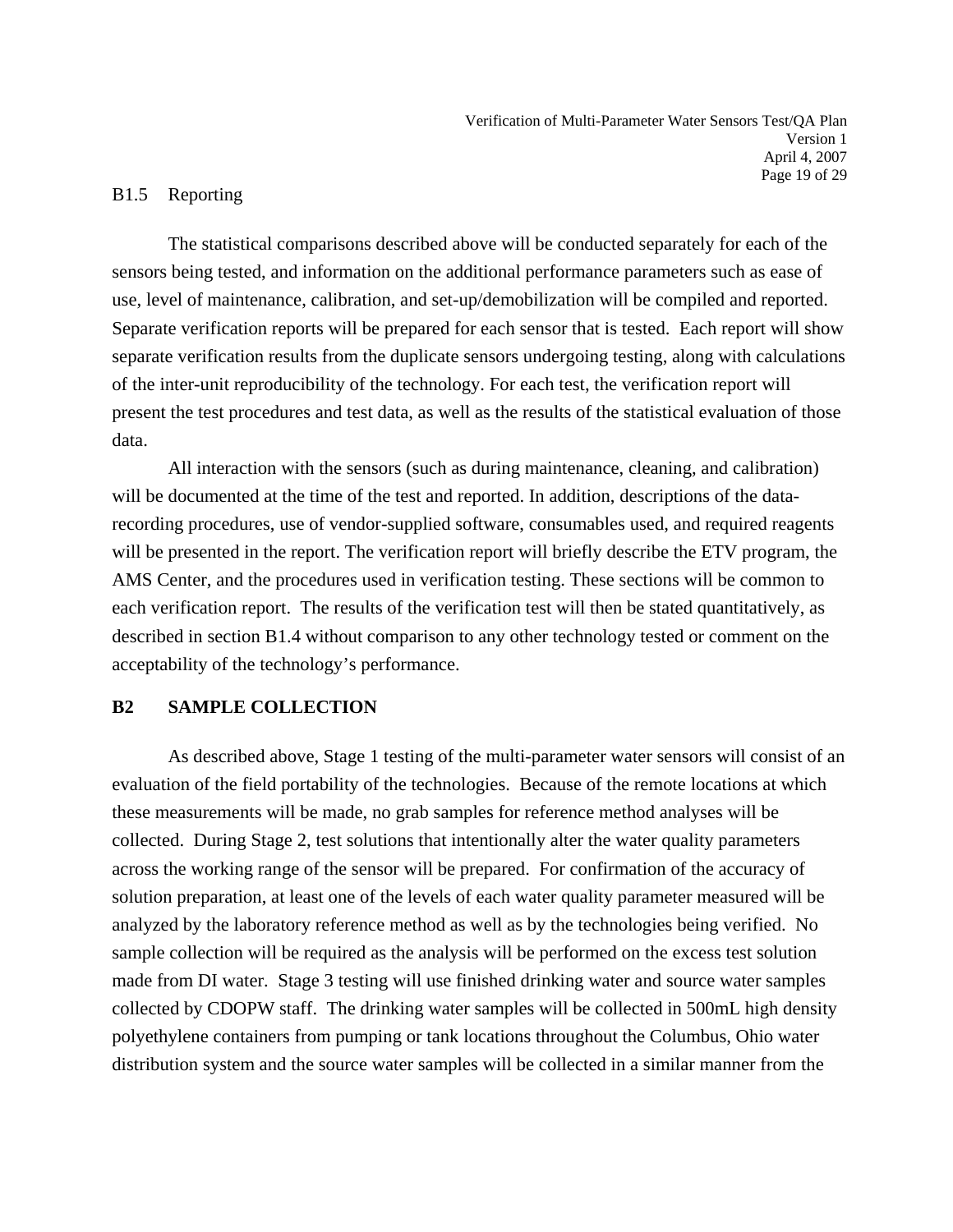### B1.5 Reporting

The statistical comparisons described above will be conducted separately for each of the sensors being tested, and information on the additional performance parameters such as ease of use, level of maintenance, calibration, and set-up/demobilization will be compiled and reported. Separate verification reports will be prepared for each sensor that is tested. Each report will show separate verification results from the duplicate sensors undergoing testing, along with calculations of the inter-unit reproducibility of the technology. For each test, the verification report will present the test procedures and test data, as well as the results of the statistical evaluation of those data.

All interaction with the sensors (such as during maintenance, cleaning, and calibration) will be documented at the time of the test and reported. In addition, descriptions of the data-recording procedures, use of vendor-supplied software, consumables used, and required reagents will be presented in the report. The verification report will briefly describe the ETV program, the AMS Center, and the procedures used in verification testing. These sections will be common to each verification report. The results of the verification test will then be stated quantitatively, as described in section B1.4 without comparison to any other technology tested or comment on the acceptability of the technology's performance.

## B2 SAMPLE COLLECTION

As described above, Stage 1 testing of the multi-parameter water sensors will consist of an evaluation of the field portability of the technologies. Because of the remote locations at which these measurements will be made, no grab samples for reference method analyses will be collected. During Stage 2, test solutions that intentionally alter the water quality parameters across the working range of the sensor will be prepared. For confirmation of the accuracy of solution preparation, at least one of the levels of each water quality parameter measured will be analyzed by the laboratory reference method as well as by the technologies being verified. No sample collection will be required as the analysis will be performed on the excess test solution made from DI water. Stage 3 testing will use finished drinking water and source water samples collected by CDOPW staff. The drinking water samples will be collected in 500mL high density polyethylene containers from pumping or tank locations throughout the Columbus, Ohio water distribution system and the source water samples will be collected in a similar manner from the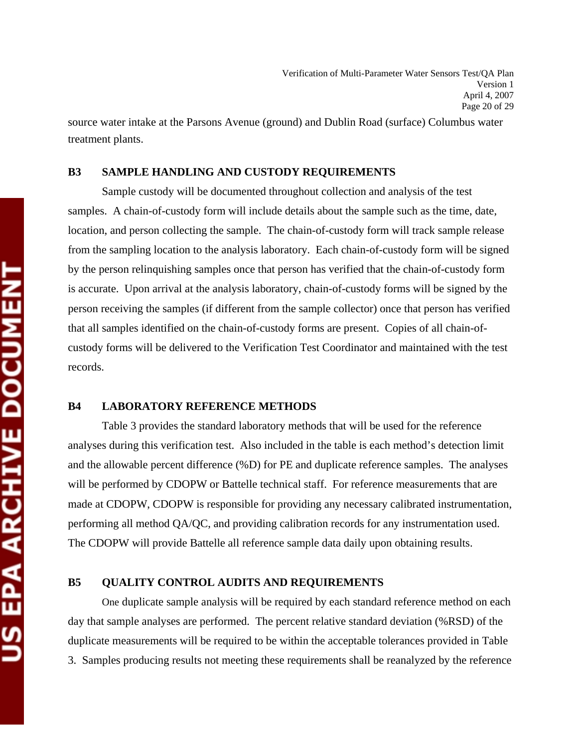source water intake at the Parsons Avenue (ground) and Dublin Road (surface) Columbus water treatment plants.

## B3 SAMPLE HANDLING AND CUSTODY REQUIREMENTS

Sample custody will be documented throughout collection and analysis of the test samples. A chain-of-custody form will include details about the sample such as the time, date, location, and person collecting the sample. The chain-of-custody form will track sample release from the sampling location to the analysis laboratory. Each chain-of-custody form will be signed by the person relinquishing samples once that person has verified that the chain-of-custody form is accurate. Upon arrival at the analysis laboratory, chain-of-custody forms will be signed by the person receiving the samples (if different from the sample collector) once that person has verified that all samples identified on the chain-of-custody forms are present. Copies of all chain-of-custody forms will be delivered to the Verification Test Coordinator and maintained with the test records.

## B4 LABORATORY REFERENCE METHODS

Table 3 provides the standard laboratory methods that will be used for the reference analyses during this verification test. Also included in the table is each method's detection limit and the allowable percent difference (%D) for PE and duplicate reference samples. The analyses will be performed by CDOPW or Battelle technical staff. For reference measurements that are made at CDOPW, CDOPW is responsible for providing any necessary calibrated instrumentation, performing all method QA/QC, and providing calibration records for any instrumentation used. The CDOPW will provide Battelle all reference sample data daily upon obtaining results.

## B5 QUALITY CONTROL AUDITS AND REQUIREMENTS

One duplicate sample analysis will be required by each standard reference method on each day that sample analyses are performed. The percent relative standard deviation (%RSD) of the duplicate measurements will be required to be within the acceptable tolerances provided in Table 3. Samples producing results not meeting these requirements shall be reanalyzed by the reference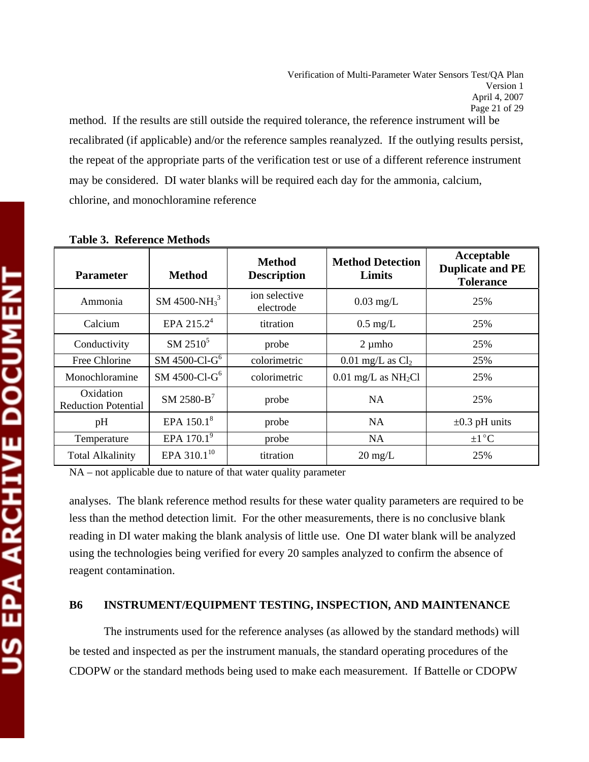method. If the results are still outside the required tolerance, the reference instrument will be recalibrated (if applicable) and/or the reference samples reanalyzed. If the outlying results persist, the repeat of the appropriate parts of the verification test or use of a different reference instrument may be considered. DI water blanks will be required each day for the ammonia, calcium, chlorine, and monochloramine reference

**Table 3. Reference Methods**

| Parameter | Method | Method Description | Method Detection Limits | Acceptable Duplicate and PE Tolerance |
|---|---|---|---|---|
| Ammonia | SM 4500-$NH_3$[3] | ion selective electrode | 0.03 mg/L | 25% |
| Calcium | EPA 215.2[4] | titration | 0.5 mg/L | 25% |
| Conductivity | SM 2510[5] | probe | 2 µmho | 25% |
| Free Chlorine | SM 4500-Cl-G[6] | colorimetric | 0.01 mg/L as $Cl_2$ | 25% |
| Monochloramine | SM 4500-Cl-G[6] | colorimetric | 0.01 mg/L as $NH_2Cl$ | 25% |
| Oxidation Reduction Potential | SM 2580-B[7] | probe | NA | 25% |
| pH | EPA 150.1[8] | probe | NA | ±0.3 pH units |
| Temperature | EPA 170.1[9] | probe | NA | ±1°C |
| Total Alkalinity | EPA 310.1[10] | titration | 20 mg/L | 25% |

NA – not applicable due to nature of that water quality parameter

analyses. The blank reference method results for these water quality parameters are required to be less than the method detection limit. For the other measurements, there is no conclusive blank reading in DI water making the blank analysis of little use. One DI water blank will be analyzed using the technologies being verified for every 20 samples analyzed to confirm the absence of reagent contamination.

## B6 INSTRUMENT/EQUIPMENT TESTING, INSPECTION, AND MAINTENANCE

The instruments used for the reference analyses (as allowed by the standard methods) will be tested and inspected as per the instrument manuals, the standard operating procedures of the CDOPW or the standard methods being used to make each measurement. If Battelle or CDOPW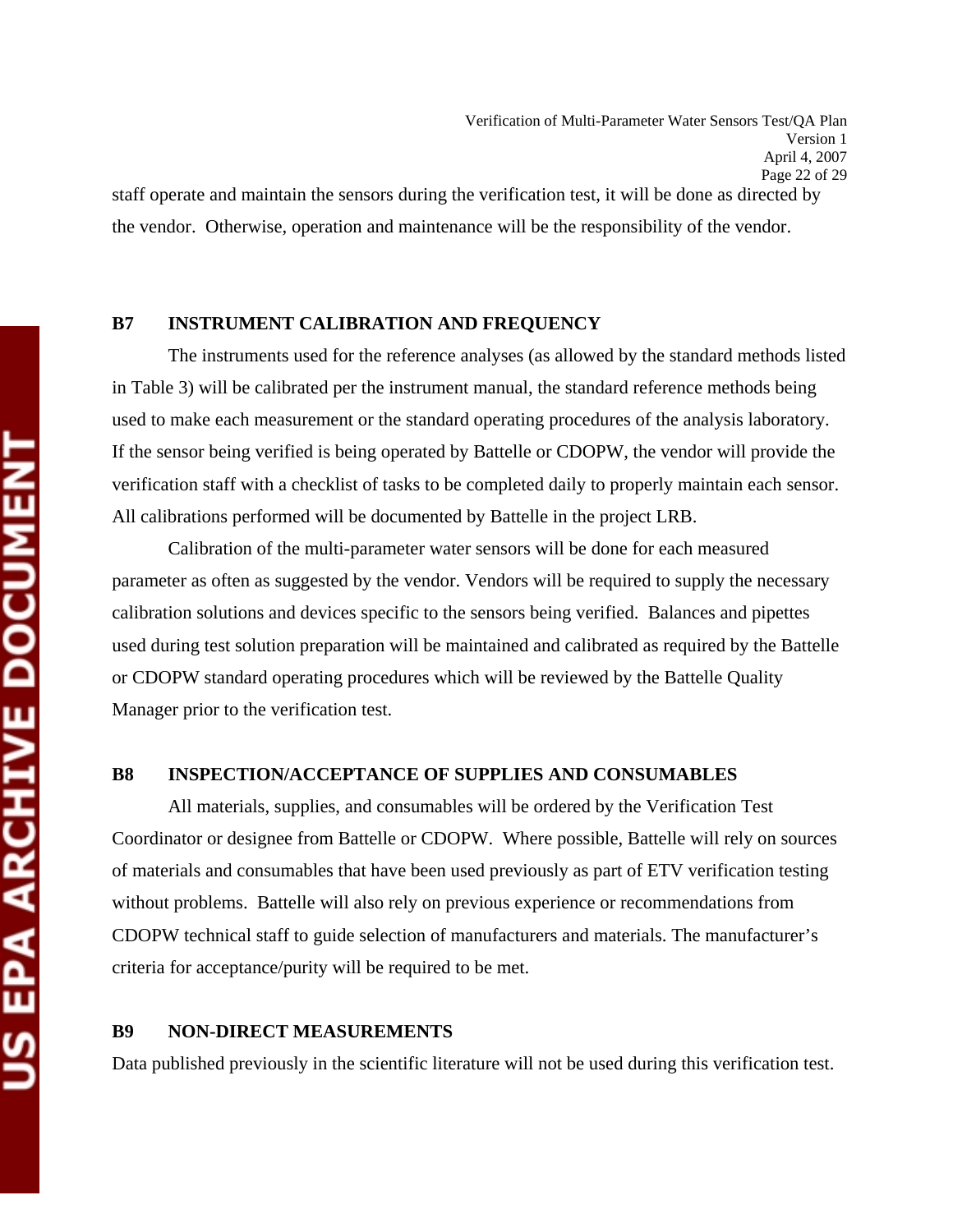staff operate and maintain the sensors during the verification test, it will be done as directed by the vendor. Otherwise, operation and maintenance will be the responsibility of the vendor.

## B7 INSTRUMENT CALIBRATION AND FREQUENCY

The instruments used for the reference analyses (as allowed by the standard methods listed in Table 3) will be calibrated per the instrument manual, the standard reference methods being used to make each measurement or the standard operating procedures of the analysis laboratory. If the sensor being verified is being operated by Battelle or CDOPW, the vendor will provide the verification staff with a checklist of tasks to be completed daily to properly maintain each sensor. All calibrations performed will be documented by Battelle in the project LRB.

Calibration of the multi-parameter water sensors will be done for each measured parameter as often as suggested by the vendor. Vendors will be required to supply the necessary calibration solutions and devices specific to the sensors being verified. Balances and pipettes used during test solution preparation will be maintained and calibrated as required by the Battelle or CDOPW standard operating procedures which will be reviewed by the Battelle Quality Manager prior to the verification test.

## B8 INSPECTION/ACCEPTANCE OF SUPPLIES AND CONSUMABLES

All materials, supplies, and consumables will be ordered by the Verification Test Coordinator or designee from Battelle or CDOPW. Where possible, Battelle will rely on sources of materials and consumables that have been used previously as part of ETV verification testing without problems. Battelle will also rely on previous experience or recommendations from CDOPW technical staff to guide selection of manufacturers and materials. The manufacturer's criteria for acceptance/purity will be required to be met.

## B9 NON-DIRECT MEASUREMENTS

Data published previously in the scientific literature will not be used during this verification test.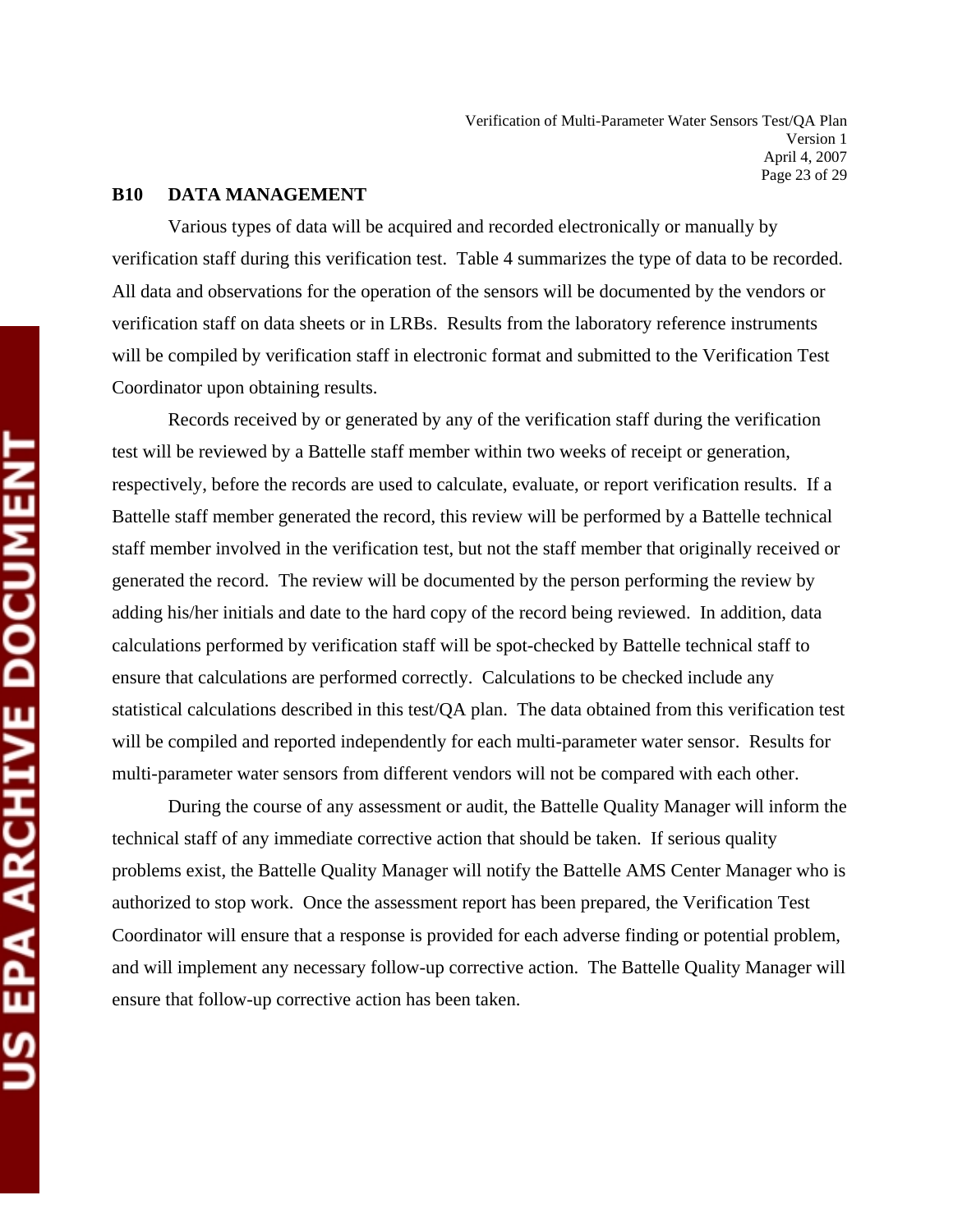## B10 DATA MANAGEMENT

Various types of data will be acquired and recorded electronically or manually by verification staff during this verification test. Table 4 summarizes the type of data to be recorded. All data and observations for the operation of the sensors will be documented by the vendors or verification staff on data sheets or in LRBs. Results from the laboratory reference instruments will be compiled by verification staff in electronic format and submitted to the Verification Test Coordinator upon obtaining results.

Records received by or generated by any of the verification staff during the verification test will be reviewed by a Battelle staff member within two weeks of receipt or generation, respectively, before the records are used to calculate, evaluate, or report verification results. If a Battelle staff member generated the record, this review will be performed by a Battelle technical staff member involved in the verification test, but not the staff member that originally received or generated the record. The review will be documented by the person performing the review by adding his/her initials and date to the hard copy of the record being reviewed. In addition, data calculations performed by verification staff will be spot-checked by Battelle technical staff to ensure that calculations are performed correctly. Calculations to be checked include any statistical calculations described in this test/QA plan. The data obtained from this verification test will be compiled and reported independently for each multi-parameter water sensor. Results for multi-parameter water sensors from different vendors will not be compared with each other.

During the course of any assessment or audit, the Battelle Quality Manager will inform the technical staff of any immediate corrective action that should be taken. If serious quality problems exist, the Battelle Quality Manager will notify the Battelle AMS Center Manager who is authorized to stop work. Once the assessment report has been prepared, the Verification Test Coordinator will ensure that a response is provided for each adverse finding or potential problem, and will implement any necessary follow-up corrective action. The Battelle Quality Manager will ensure that follow-up corrective action has been taken.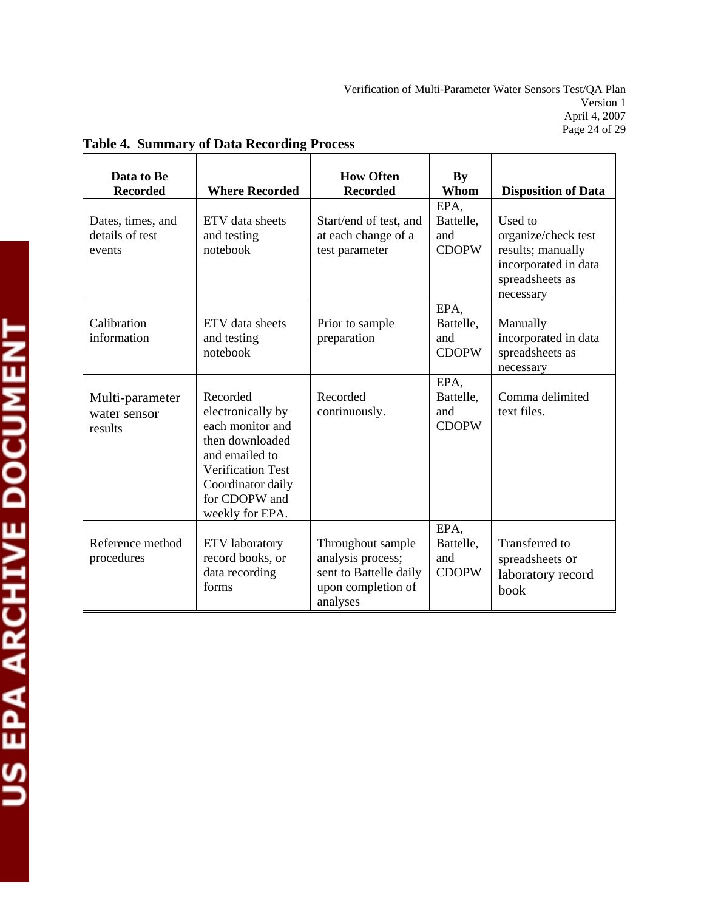**Table 4. Summary of Data Recording Process**

| Data to Be Recorded | Where Recorded | How Often Recorded | By Whom | Disposition of Data |
|---|---|---|---|---|
| Dates, times, and details of test events | ETV data sheets and testing notebook | Start/end of test, and at each change of a test parameter | EPA, Battelle, and CDOPW | Used to organize/check test results; manually incorporated in data spreadsheets as necessary |
| Calibration information | ETV data sheets and testing notebook | Prior to sample preparation | EPA, Battelle, and CDOPW | Manually incorporated in data spreadsheets as necessary |
| Multi-parameter water sensor results | Recorded electronically by each monitor and then downloaded and emailed to Verification Test Coordinator daily for CDOPW and weekly for EPA. | Recorded continuously. | EPA, Battelle, and CDOPW | Comma delimited text files. |
| Reference method procedures | ETV laboratory record books, or data recording forms | Throughout sample analysis process; sent to Battelle daily upon completion of analyses | EPA, Battelle, and CDOPW | Transferred to spreadsheets or laboratory record book |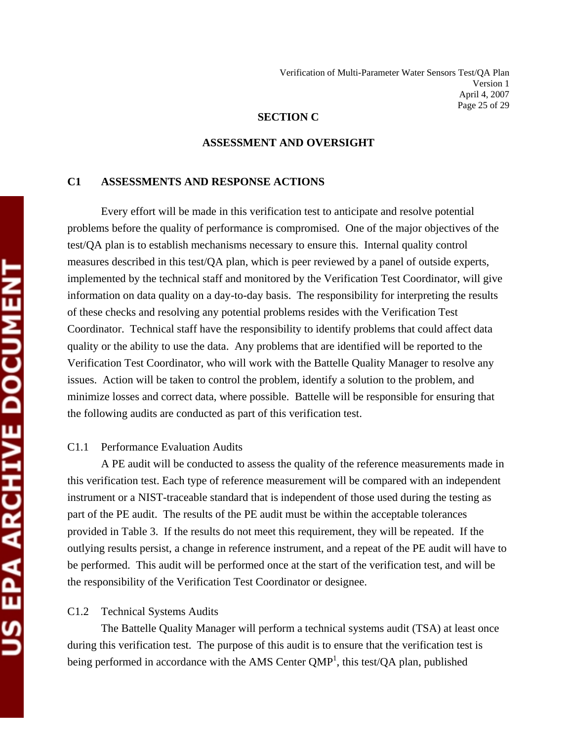## SECTION C

## ASSESSMENT AND OVERSIGHT

### C1 ASSESSMENTS AND RESPONSE ACTIONS

Every effort will be made in this verification test to anticipate and resolve potential problems before the quality of performance is compromised. One of the major objectives of the test/QA plan is to establish mechanisms necessary to ensure this. Internal quality control measures described in this test/QA plan, which is peer reviewed by a panel of outside experts, implemented by the technical staff and monitored by the Verification Test Coordinator, will give information on data quality on a day-to-day basis. The responsibility for interpreting the results of these checks and resolving any potential problems resides with the Verification Test Coordinator. Technical staff have the responsibility to identify problems that could affect data quality or the ability to use the data. Any problems that are identified will be reported to the Verification Test Coordinator, who will work with the Battelle Quality Manager to resolve any issues. Action will be taken to control the problem, identify a solution to the problem, and minimize losses and correct data, where possible. Battelle will be responsible for ensuring that the following audits are conducted as part of this verification test.

#### C1.1 Performance Evaluation Audits

A PE audit will be conducted to assess the quality of the reference measurements made in this verification test. Each type of reference measurement will be compared with an independent instrument or a NIST-traceable standard that is independent of those used during the testing as part of the PE audit. The results of the PE audit must be within the acceptable tolerances provided in Table 3. If the results do not meet this requirement, they will be repeated. If the outlying results persist, a change in reference instrument, and a repeat of the PE audit will have to be performed. This audit will be performed once at the start of the verification test, and will be the responsibility of the Verification Test Coordinator or designee.

#### C1.2 Technical Systems Audits

The Battelle Quality Manager will perform a technical systems audit (TSA) at least once during this verification test. The purpose of this audit is to ensure that the verification test is being performed in accordance with the AMS Center QMP[1], this test/QA plan, published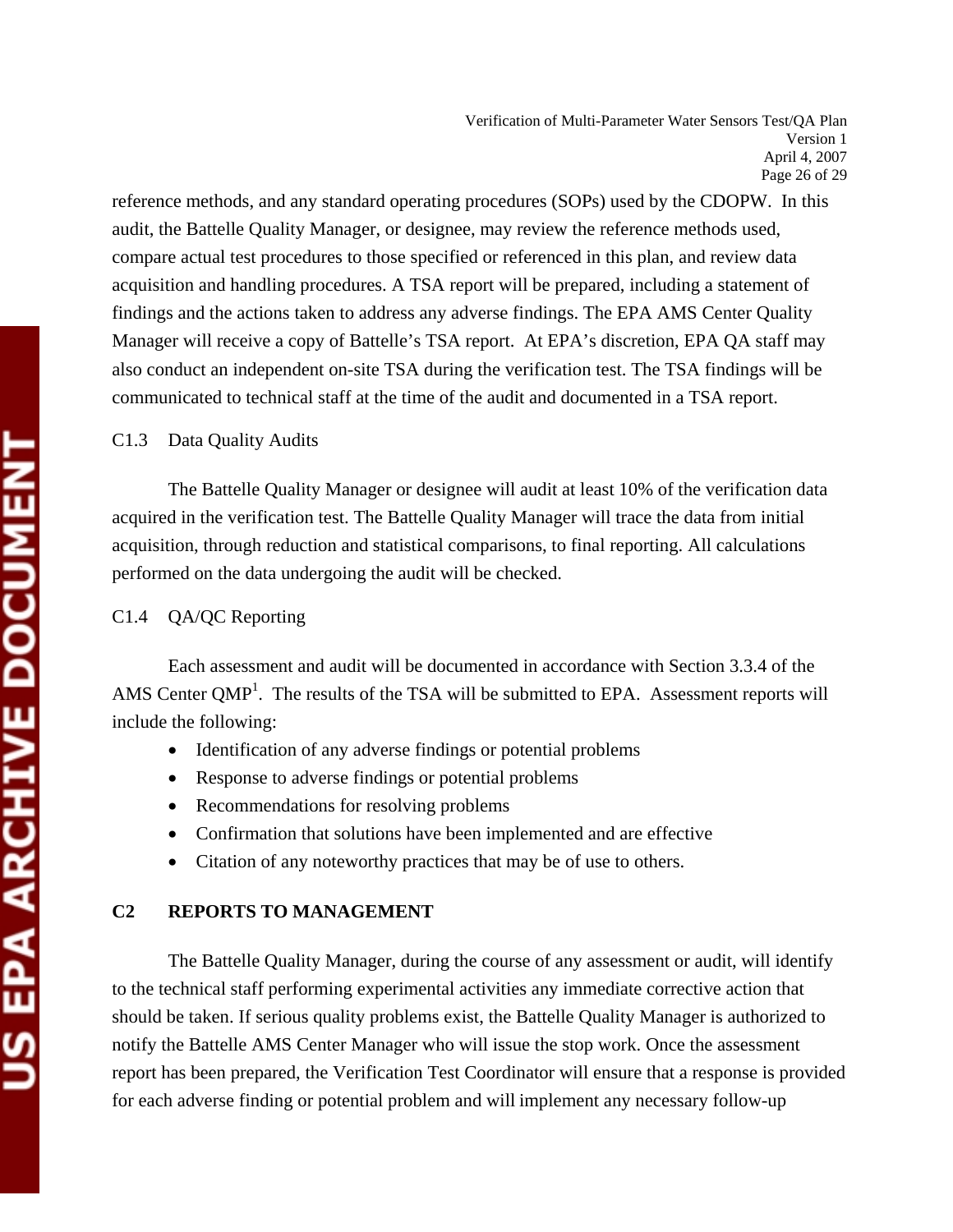reference methods, and any standard operating procedures (SOPs) used by the CDOPW. In this audit, the Battelle Quality Manager, or designee, may review the reference methods used, compare actual test procedures to those specified or referenced in this plan, and review data acquisition and handling procedures. A TSA report will be prepared, including a statement of findings and the actions taken to address any adverse findings. The EPA AMS Center Quality Manager will receive a copy of Battelle's TSA report. At EPA's discretion, EPA QA staff may also conduct an independent on-site TSA during the verification test. The TSA findings will be communicated to technical staff at the time of the audit and documented in a TSA report.

### C1.3 Data Quality Audits

The Battelle Quality Manager or designee will audit at least 10% of the verification data acquired in the verification test. The Battelle Quality Manager will trace the data from initial acquisition, through reduction and statistical comparisons, to final reporting. All calculations performed on the data undergoing the audit will be checked.

### C1.4 QA/QC Reporting

Each assessment and audit will be documented in accordance with Section 3.3.4 of the AMS Center QMP[1]. The results of the TSA will be submitted to EPA. Assessment reports will include the following:

- Identification of any adverse findings or potential problems
- Response to adverse findings or potential problems
- Recommendations for resolving problems
- Confirmation that solutions have been implemented and are effective
- Citation of any noteworthy practices that may be of use to others.

## C2 REPORTS TO MANAGEMENT

The Battelle Quality Manager, during the course of any assessment or audit, will identify to the technical staff performing experimental activities any immediate corrective action that should be taken. If serious quality problems exist, the Battelle Quality Manager is authorized to notify the Battelle AMS Center Manager who will issue the stop work. Once the assessment report has been prepared, the Verification Test Coordinator will ensure that a response is provided for each adverse finding or potential problem and will implement any necessary follow-up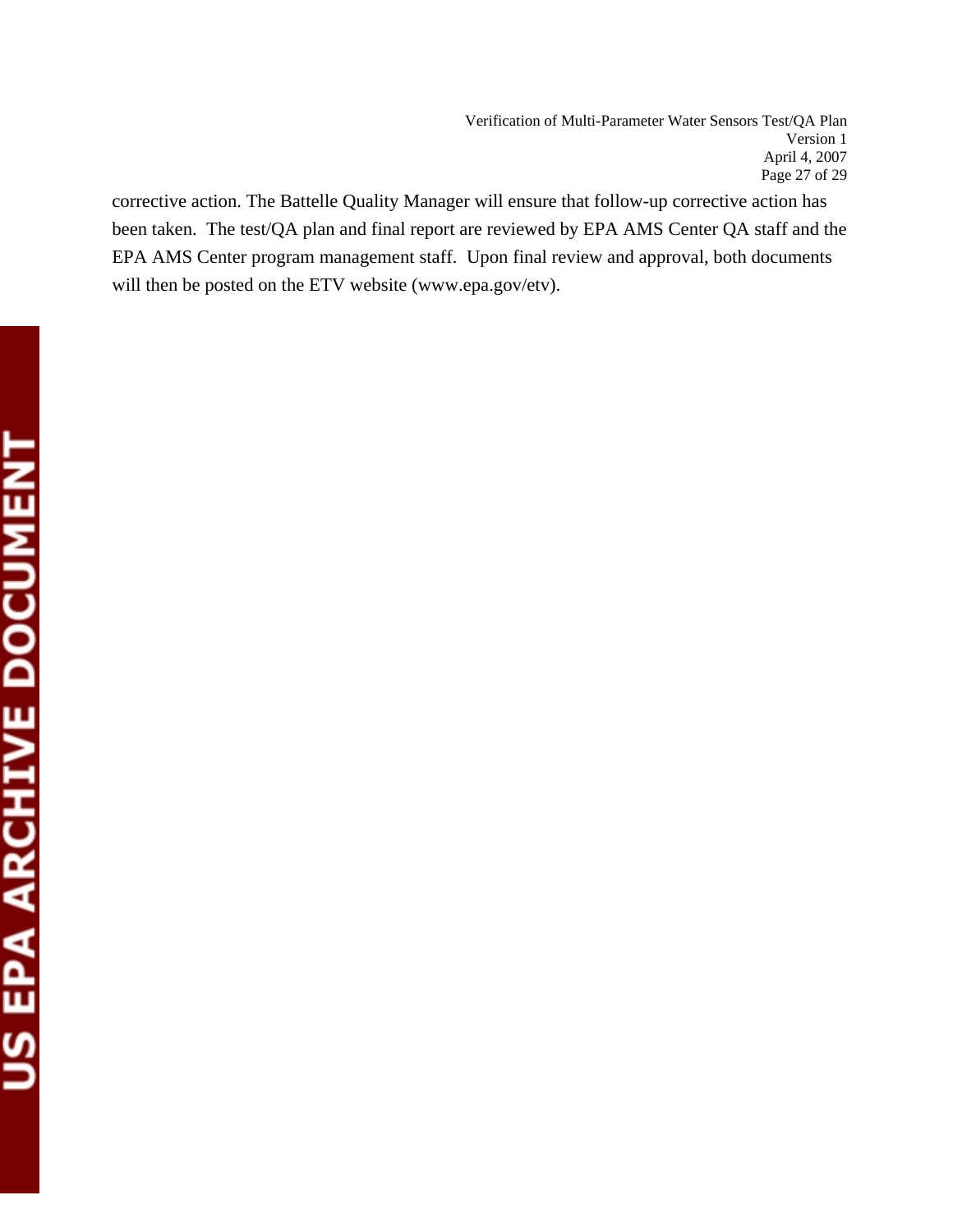corrective action. The Battelle Quality Manager will ensure that follow-up corrective action has been taken. The test/QA plan and final report are reviewed by EPA AMS Center QA staff and the EPA AMS Center program management staff. Upon final review and approval, both documents will then be posted on the ETV website (www.epa.gov/etv).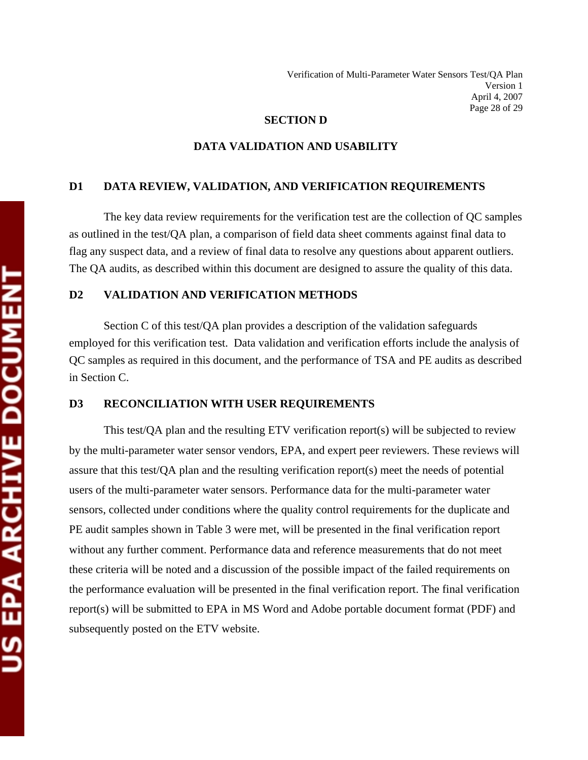# SECTION D

## DATA VALIDATION AND USABILITY

### D1 DATA REVIEW, VALIDATION, AND VERIFICATION REQUIREMENTS

The key data review requirements for the verification test are the collection of QC samples as outlined in the test/QA plan, a comparison of field data sheet comments against final data to flag any suspect data, and a review of final data to resolve any questions about apparent outliers. The QA audits, as described within this document are designed to assure the quality of this data.

### D2 VALIDATION AND VERIFICATION METHODS

Section C of this test/QA plan provides a description of the validation safeguards employed for this verification test. Data validation and verification efforts include the analysis of QC samples as required in this document, and the performance of TSA and PE audits as described in Section C.

### D3 RECONCILIATION WITH USER REQUIREMENTS

This test/QA plan and the resulting ETV verification report(s) will be subjected to review by the multi-parameter water sensor vendors, EPA, and expert peer reviewers. These reviews will assure that this test/QA plan and the resulting verification report(s) meet the needs of potential users of the multi-parameter water sensors. Performance data for the multi-parameter water sensors, collected under conditions where the quality control requirements for the duplicate and PE audit samples shown in Table 3 were met, will be presented in the final verification report without any further comment. Performance data and reference measurements that do not meet these criteria will be noted and a discussion of the possible impact of the failed requirements on the performance evaluation will be presented in the final verification report. The final verification report(s) will be submitted to EPA in MS Word and Adobe portable document format (PDF) and subsequently posted on the ETV website.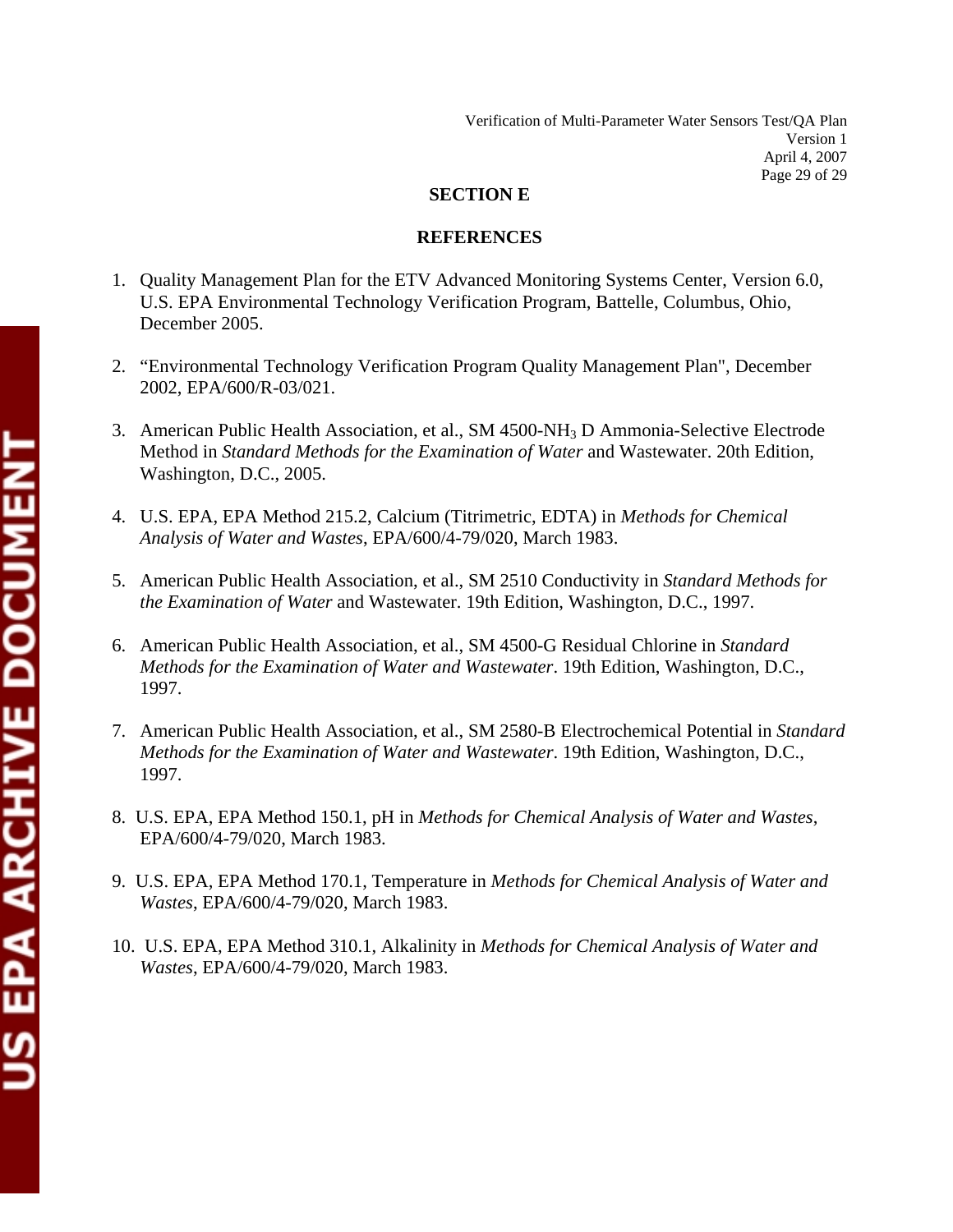# SECTION E

## REFERENCES

1. Quality Management Plan for the ETV Advanced Monitoring Systems Center, Version 6.0, U.S. EPA Environmental Technology Verification Program, Battelle, Columbus, Ohio, December 2005.

2. "Environmental Technology Verification Program Quality Management Plan", December 2002, EPA/600/R-03/021.

3. American Public Health Association, et al., SM 4500-$NH_3$ D Ammonia-Selective Electrode Method in *Standard Methods for the Examination of Water* and Wastewater. 20th Edition, Washington, D.C., 2005.

4. U.S. EPA, EPA Method 215.2, Calcium (Titrimetric, EDTA) in *Methods for Chemical Analysis of Water and Wastes*, EPA/600/4-79/020, March 1983.

5. American Public Health Association, et al., SM 2510 Conductivity in *Standard Methods for the Examination of Water* and Wastewater. 19th Edition, Washington, D.C., 1997.

6. American Public Health Association, et al., SM 4500-G Residual Chlorine in *Standard Methods for the Examination of Water and Wastewater*. 19th Edition, Washington, D.C., 1997.

7. American Public Health Association, et al., SM 2580-B Electrochemical Potential in *Standard Methods for the Examination of Water and Wastewater*. 19th Edition, Washington, D.C., 1997.

8. U.S. EPA, EPA Method 150.1, pH in *Methods for Chemical Analysis of Water and Wastes*, EPA/600/4-79/020, March 1983.

9. U.S. EPA, EPA Method 170.1, Temperature in *Methods for Chemical Analysis of Water and Wastes*, EPA/600/4-79/020, March 1983.

10. U.S. EPA, EPA Method 310.1, Alkalinity in *Methods for Chemical Analysis of Water and Wastes*, EPA/600/4-79/020, March 1983.